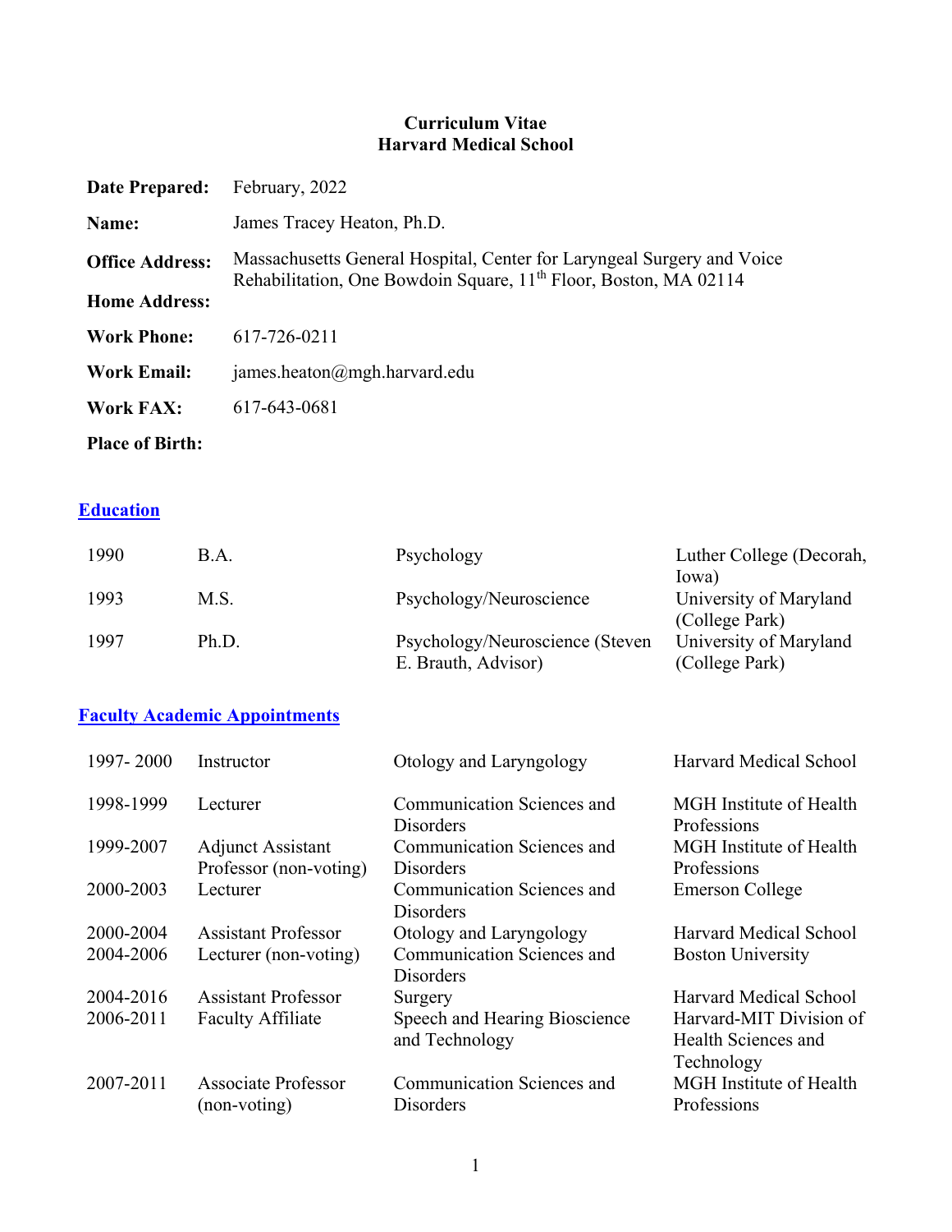**Curriculum Vitae**
**Harvard Medical School**

| | |
|---|---|
| **Date Prepared:** | February, 2022 |
| **Name:** | James Tracey Heaton, Ph.D. |
| **Office Address:** | Massachusetts General Hospital, Center for Laryngeal Surgery and Voice Rehabilitation, One Bowdoin Square, 11th Floor, Boston, MA 02114 |
| **Home Address:** | |
| **Work Phone:** | 617-726-0211 |
| **Work Email:** | james.heaton@mgh.harvard.edu |
| **Work FAX:** | 617-643-0681 |
| **Place of Birth:** | |

## Education

| | | | |
|---|---|---|---|
| 1990 | B.A. | Psychology | Luther College (Decorah, Iowa) |
| 1993 | M.S. | Psychology/Neuroscience | University of Maryland (College Park) |
| 1997 | Ph.D. | Psychology/Neuroscience (Steven E. Brauth, Advisor) | University of Maryland (College Park) |

## Faculty Academic Appointments

| | | | |
|---|---|---|---|
| 1997- 2000 | Instructor | Otology and Laryngology | Harvard Medical School |
| 1998-1999 | Lecturer | Communication Sciences and Disorders | MGH Institute of Health Professions |
| 1999-2007 | Adjunct Assistant Professor (non-voting) | Communication Sciences and Disorders | MGH Institute of Health Professions |
| 2000-2003 | Lecturer | Communication Sciences and Disorders | Emerson College |
| 2000-2004 | Assistant Professor | Otology and Laryngology | Harvard Medical School |
| 2004-2006 | Lecturer (non-voting) | Communication Sciences and Disorders | Boston University |
| 2004-2016 | Assistant Professor | Surgery | Harvard Medical School |
| 2006-2011 | Faculty Affiliate | Speech and Hearing Bioscience and Technology | Harvard-MIT Division of Health Sciences and Technology |
| 2007-2011 | Associate Professor (non-voting) | Communication Sciences and Disorders | MGH Institute of Health Professions |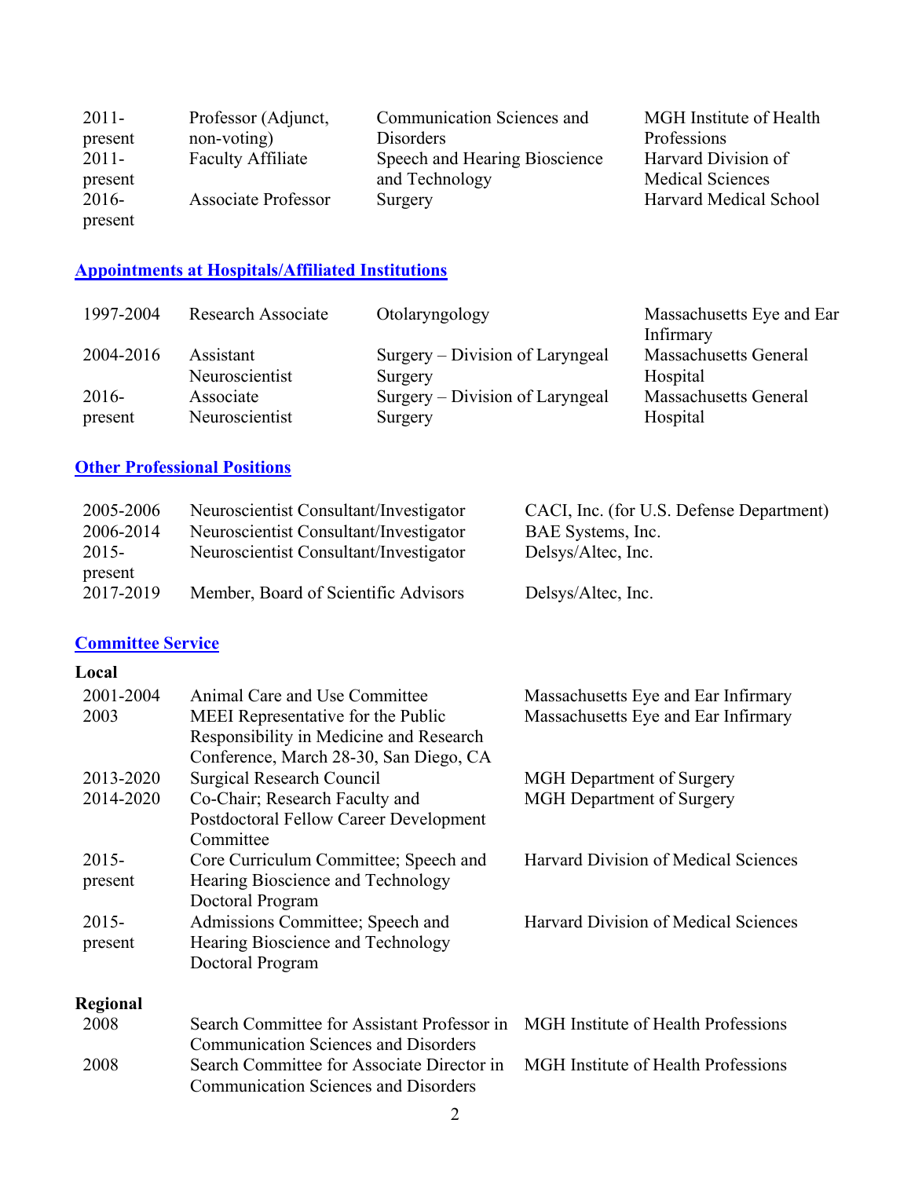| | | | |
|---|---|---|---|
| 2011-present | Professor (Adjunct, non-voting) | Communication Sciences and Disorders | MGH Institute of Health Professions |
| 2011-present | Faculty Affiliate | Speech and Hearing Bioscience and Technology | Harvard Division of Medical Sciences |
| 2016-present | Associate Professor | Surgery | Harvard Medical School |

## Appointments at Hospitals/Affiliated Institutions

| | | | |
|---|---|---|---|
| 1997-2004 | Research Associate | Otolaryngology | Massachusetts Eye and Ear Infirmary |
| 2004-2016 | Assistant Neuroscientist | Surgery – Division of Laryngeal Surgery | Massachusetts General Hospital |
| 2016-present | Associate Neuroscientist | Surgery – Division of Laryngeal Surgery | Massachusetts General Hospital |

## Other Professional Positions

| | | |
|---|---|---|
| 2005-2006 | Neuroscientist Consultant/Investigator | CACI, Inc. (for U.S. Defense Department) |
| 2006-2014 | Neuroscientist Consultant/Investigator | BAE Systems, Inc. |
| 2015-present | Neuroscientist Consultant/Investigator | Delsys/Altec, Inc. |
| 2017-2019 | Member, Board of Scientific Advisors | Delsys/Altec, Inc. |

## Committee Service

**Local**

| | | |
|---|---|---|
| 2001-2004 | Animal Care and Use Committee | Massachusetts Eye and Ear Infirmary |
| 2003 | MEEI Representative for the Public Responsibility in Medicine and Research Conference, March 28-30, San Diego, CA | Massachusetts Eye and Ear Infirmary |
| 2013-2020 | Surgical Research Council | MGH Department of Surgery |
| 2014-2020 | Co-Chair; Research Faculty and Postdoctoral Fellow Career Development Committee | MGH Department of Surgery |
| 2015-present | Core Curriculum Committee; Speech and Hearing Bioscience and Technology Doctoral Program | Harvard Division of Medical Sciences |
| 2015-present | Admissions Committee; Speech and Hearing Bioscience and Technology Doctoral Program | Harvard Division of Medical Sciences |

**Regional**

| | | |
|---|---|---|
| 2008 | Search Committee for Assistant Professor in Communication Sciences and Disorders | MGH Institute of Health Professions |
| 2008 | Search Committee for Associate Director in Communication Sciences and Disorders | MGH Institute of Health Professions |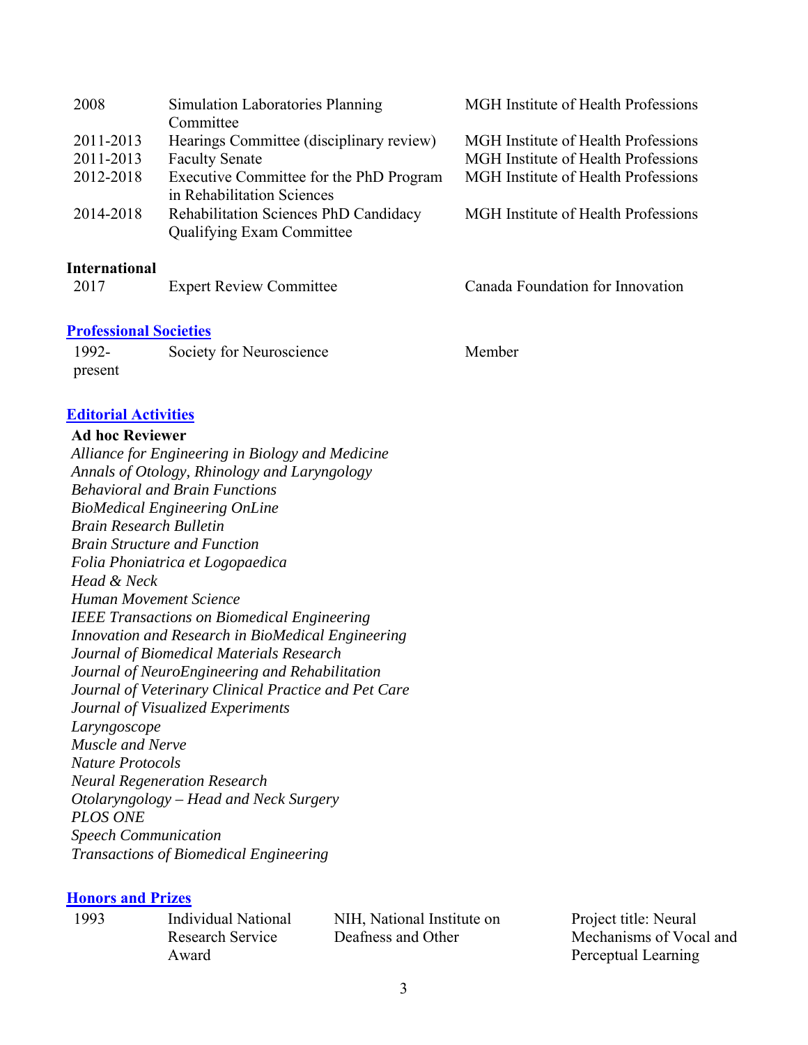| | | |
|---|---|---|
| 2008 | Simulation Laboratories Planning Committee | MGH Institute of Health Professions |
| 2011-2013 | Hearings Committee (disciplinary review) | MGH Institute of Health Professions |
| 2011-2013 | Faculty Senate | MGH Institute of Health Professions |
| 2012-2018 | Executive Committee for the PhD Program in Rehabilitation Sciences | MGH Institute of Health Professions |
| 2014-2018 | Rehabilitation Sciences PhD Candidacy Qualifying Exam Committee | MGH Institute of Health Professions |

**International**

| | | |
|---|---|---|
| 2017 | Expert Review Committee | Canada Foundation for Innovation |

## Professional Societies

| | | |
|---|---|---|
| 1992-present | Society for Neuroscience | Member |

## Editorial Activities

**Ad hoc Reviewer**

*Alliance for Engineering in Biology and Medicine*
*Annals of Otology, Rhinology and Laryngology*
*Behavioral and Brain Functions*
*BioMedical Engineering OnLine*
*Brain Research Bulletin*
*Brain Structure and Function*
*Folia Phoniatrica et Logopaedica*
*Head & Neck*
*Human Movement Science*
*IEEE Transactions on Biomedical Engineering*
*Innovation and Research in BioMedical Engineering*
*Journal of Biomedical Materials Research*
*Journal of NeuroEngineering and Rehabilitation*
*Journal of Veterinary Clinical Practice and Pet Care*
*Journal of Visualized Experiments*
*Laryngoscope*
*Muscle and Nerve*
*Nature Protocols*
*Neural Regeneration Research*
*Otolaryngology – Head and Neck Surgery*
*PLOS ONE*
*Speech Communication*
*Transactions of Biomedical Engineering*

## Honors and Prizes

| | | | |
|---|---|---|---|
| 1993 | Individual National Research Service Award | NIH, National Institute on Deafness and Other | Project title: Neural Mechanisms of Vocal and Perceptual Learning |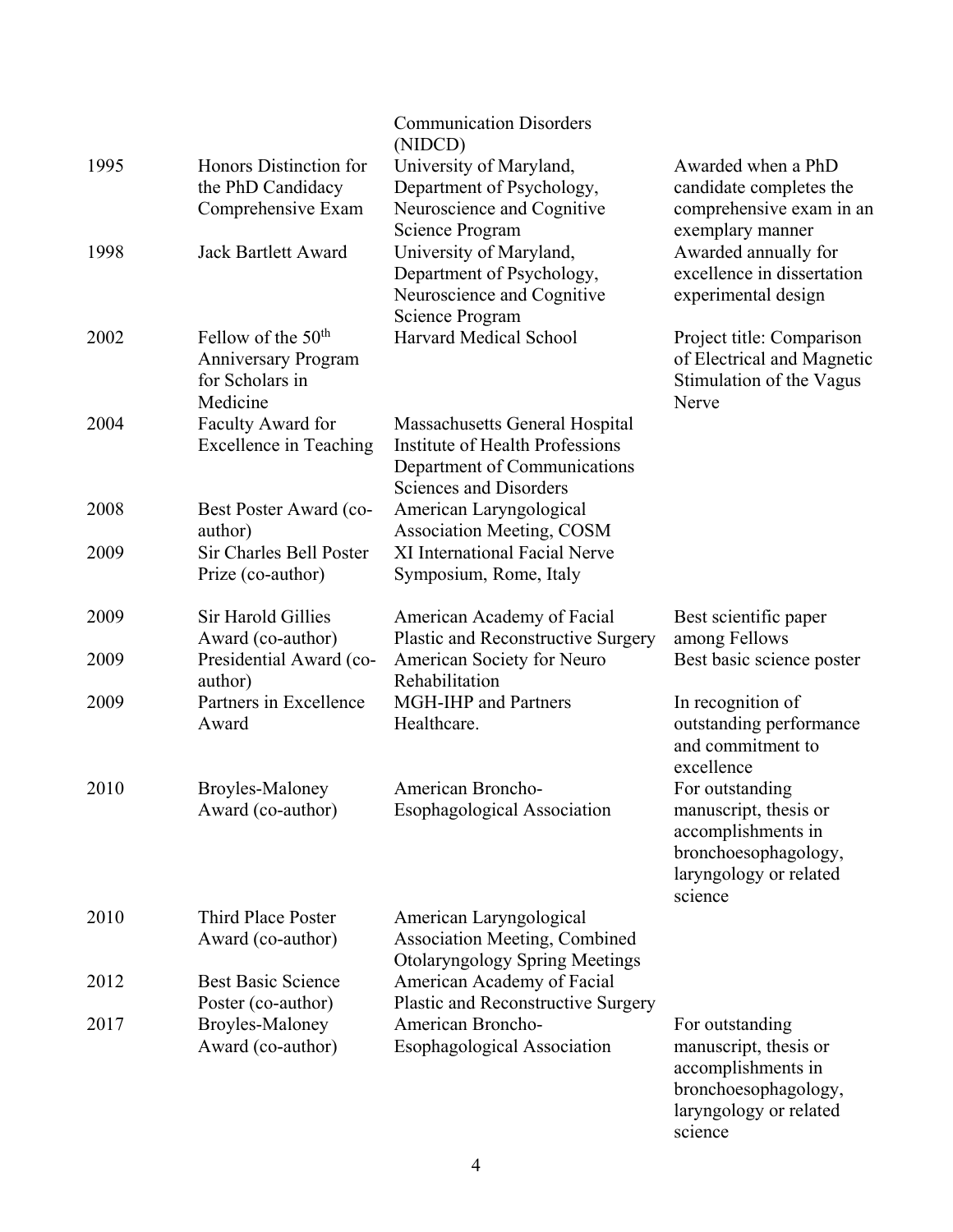| | | | |
|---|---|---|---|
| | | Communication Disorders (NIDCD) | |
| 1995 | Honors Distinction for the PhD Candidacy Comprehensive Exam | University of Maryland, Department of Psychology, Neuroscience and Cognitive Science Program | Awarded when a PhD candidate completes the comprehensive exam in an exemplary manner |
| 1998 | Jack Bartlett Award | University of Maryland, Department of Psychology, Neuroscience and Cognitive Science Program | Awarded annually for excellence in dissertation experimental design |
| 2002 | Fellow of the 50th Anniversary Program for Scholars in Medicine | Harvard Medical School | Project title: Comparison of Electrical and Magnetic Stimulation of the Vagus Nerve |
| 2004 | Faculty Award for Excellence in Teaching | Massachusetts General Hospital Institute of Health Professions Department of Communications Sciences and Disorders | |
| 2008 | Best Poster Award (co-author) | American Laryngological Association Meeting, COSM | |
| 2009 | Sir Charles Bell Poster Prize (co-author) | XI International Facial Nerve Symposium, Rome, Italy | |
| 2009 | Sir Harold Gillies Award (co-author) | American Academy of Facial Plastic and Reconstructive Surgery | Best scientific paper among Fellows |
| 2009 | Presidential Award (co-author) | American Society for Neuro Rehabilitation | Best basic science poster |
| 2009 | Partners in Excellence Award | MGH-IHP and Partners Healthcare. | In recognition of outstanding performance and commitment to excellence |
| 2010 | Broyles-Maloney Award (co-author) | American Broncho-Esophagological Association | For outstanding manuscript, thesis or accomplishments in bronchoesophagology, laryngology or related science |
| 2010 | Third Place Poster Award (co-author) | American Laryngological Association Meeting, Combined Otolaryngology Spring Meetings | |
| 2012 | Best Basic Science Poster (co-author) | American Academy of Facial Plastic and Reconstructive Surgery | |
| 2017 | Broyles-Maloney Award (co-author) | American Broncho-Esophagological Association | For outstanding manuscript, thesis or accomplishments in bronchoesophagology, laryngology or related science |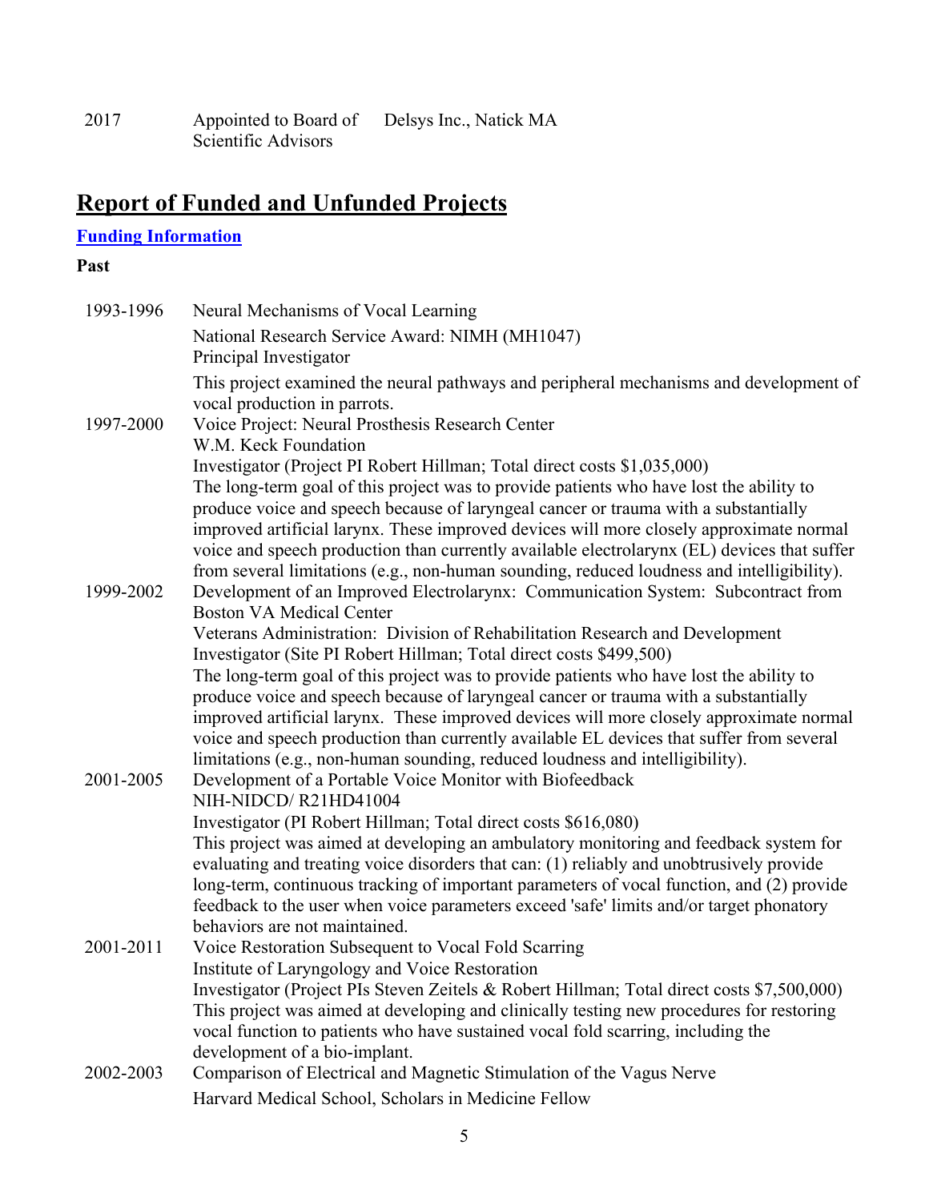| | | |
|---|---|---|
| 2017 | Appointed to Board of Scientific Advisors | Delsys Inc., Natick MA |

## Report of Funded and Unfunded Projects

### Funding Information

**Past**

1993-1996 Neural Mechanisms of Vocal Learning
National Research Service Award: NIMH (MH1047)
Principal Investigator
This project examined the neural pathways and peripheral mechanisms and development of vocal production in parrots.

1997-2000 Voice Project: Neural Prosthesis Research Center
W.M. Keck Foundation
Investigator (Project PI Robert Hillman; Total direct costs $1,035,000)
The long-term goal of this project was to provide patients who have lost the ability to produce voice and speech because of laryngeal cancer or trauma with a substantially improved artificial larynx. These improved devices will more closely approximate normal voice and speech production than currently available electrolarynx (EL) devices that suffer from several limitations (e.g., non-human sounding, reduced loudness and intelligibility).

1999-2002 Development of an Improved Electrolarynx: Communication System: Subcontract from Boston VA Medical Center
Veterans Administration: Division of Rehabilitation Research and Development
Investigator (Site PI Robert Hillman; Total direct costs $499,500)
The long-term goal of this project was to provide patients who have lost the ability to produce voice and speech because of laryngeal cancer or trauma with a substantially improved artificial larynx. These improved devices will more closely approximate normal voice and speech production than currently available EL devices that suffer from several limitations (e.g., non-human sounding, reduced loudness and intelligibility).

2001-2005 Development of a Portable Voice Monitor with Biofeedback
NIH-NIDCD/ R21HD41004
Investigator (PI Robert Hillman; Total direct costs $616,080)
This project was aimed at developing an ambulatory monitoring and feedback system for evaluating and treating voice disorders that can: (1) reliably and unobtrusively provide long-term, continuous tracking of important parameters of vocal function, and (2) provide feedback to the user when voice parameters exceed 'safe' limits and/or target phonatory behaviors are not maintained.

2001-2011 Voice Restoration Subsequent to Vocal Fold Scarring
Institute of Laryngology and Voice Restoration
Investigator (Project PIs Steven Zeitels & Robert Hillman; Total direct costs $7,500,000)
This project was aimed at developing and clinically testing new procedures for restoring vocal function to patients who have sustained vocal fold scarring, including the development of a bio-implant.

2002-2003 Comparison of Electrical and Magnetic Stimulation of the Vagus Nerve
Harvard Medical School, Scholars in Medicine Fellow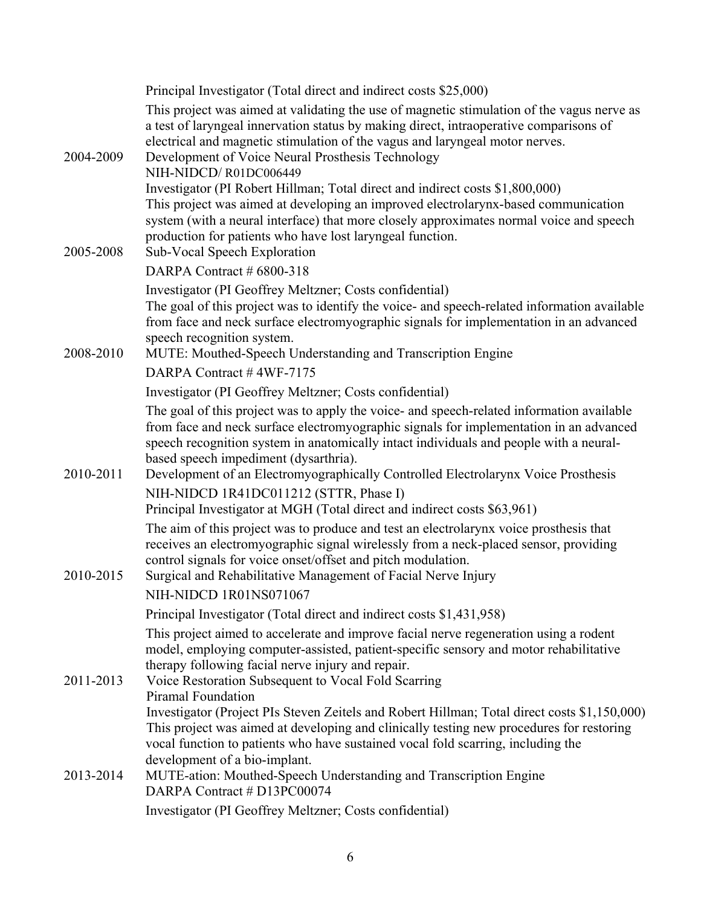Principal Investigator (Total direct and indirect costs $25,000)

This project was aimed at validating the use of magnetic stimulation of the vagus nerve as a test of laryngeal innervation status by making direct, intraoperative comparisons of electrical and magnetic stimulation of the vagus and laryngeal motor nerves.

2004-2009 Development of Voice Neural Prosthesis Technology
NIH-NIDCD/ R01DC006449
Investigator (PI Robert Hillman; Total direct and indirect costs $1,800,000)
This project was aimed at developing an improved electrolarynx-based communication system (with a neural interface) that more closely approximates normal voice and speech production for patients who have lost laryngeal function.

2005-2008 Sub-Vocal Speech Exploration
DARPA Contract # 6800-318
Investigator (PI Geoffrey Meltzner; Costs confidential)
The goal of this project was to identify the voice- and speech-related information available from face and neck surface electromyographic signals for implementation in an advanced speech recognition system.

2008-2010 MUTE: Mouthed-Speech Understanding and Transcription Engine
DARPA Contract # 4WF-7175
Investigator (PI Geoffrey Meltzner; Costs confidential)
The goal of this project was to apply the voice- and speech-related information available from face and neck surface electromyographic signals for implementation in an advanced speech recognition system in anatomically intact individuals and people with a neural-based speech impediment (dysarthria).

2010-2011 Development of an Electromyographically Controlled Electrolarynx Voice Prosthesis
NIH-NIDCD 1R41DC011212 (STTR, Phase I)
Principal Investigator at MGH (Total direct and indirect costs $63,961)
The aim of this project was to produce and test an electrolarynx voice prosthesis that receives an electromyographic signal wirelessly from a neck-placed sensor, providing control signals for voice onset/offset and pitch modulation.

2010-2015 Surgical and Rehabilitative Management of Facial Nerve Injury
NIH-NIDCD 1R01NS071067
Principal Investigator (Total direct and indirect costs $1,431,958)
This project aimed to accelerate and improve facial nerve regeneration using a rodent model, employing computer-assisted, patient-specific sensory and motor rehabilitative therapy following facial nerve injury and repair.

2011-2013 Voice Restoration Subsequent to Vocal Fold Scarring
Piramal Foundation
Investigator (Project PIs Steven Zeitels and Robert Hillman; Total direct costs $1,150,000)
This project was aimed at developing and clinically testing new procedures for restoring vocal function to patients who have sustained vocal fold scarring, including the development of a bio-implant.

2013-2014 MUTE-ation: Mouthed-Speech Understanding and Transcription Engine
DARPA Contract # D13PC00074
Investigator (PI Geoffrey Meltzner; Costs confidential)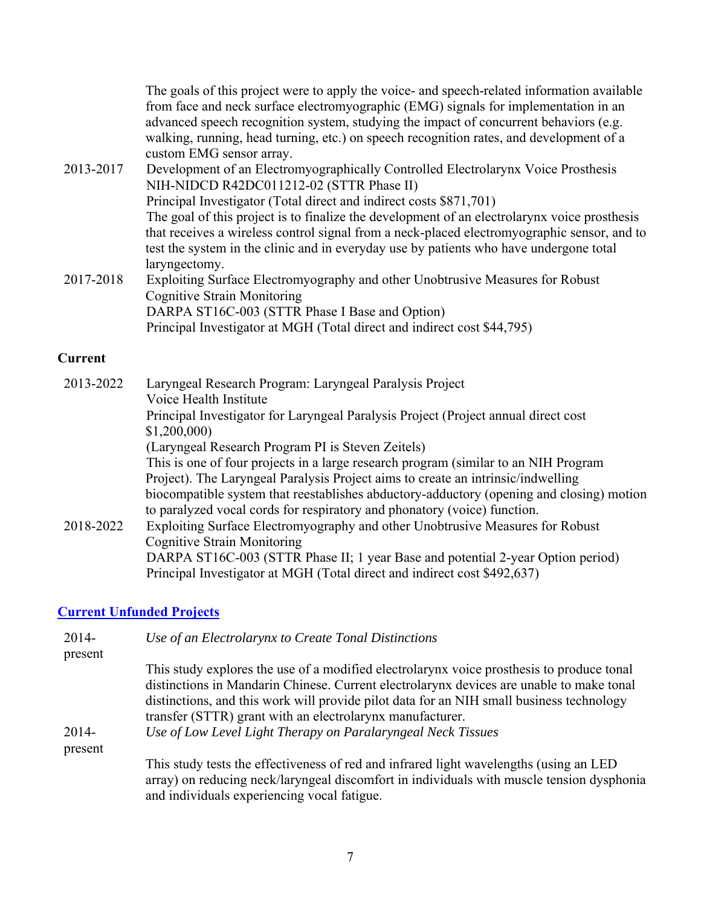The goals of this project were to apply the voice- and speech-related information available from face and neck surface electromyographic (EMG) signals for implementation in an advanced speech recognition system, studying the impact of concurrent behaviors (e.g. walking, running, head turning, etc.) on speech recognition rates, and development of a custom EMG sensor array.

2013-2017 Development of an Electromyographically Controlled Electrolarynx Voice Prosthesis
NIH-NIDCD R42DC011212-02 (STTR Phase II)
Principal Investigator (Total direct and indirect costs $871,701)
The goal of this project is to finalize the development of an electrolarynx voice prosthesis that receives a wireless control signal from a neck-placed electromyographic sensor, and to test the system in the clinic and in everyday use by patients who have undergone total laryngectomy.

2017-2018 Exploiting Surface Electromyography and other Unobtrusive Measures for Robust Cognitive Strain Monitoring
DARPA ST16C-003 (STTR Phase I Base and Option)
Principal Investigator at MGH (Total direct and indirect cost $44,795)

**Current**

2013-2022 Laryngeal Research Program: Laryngeal Paralysis Project
Voice Health Institute
Principal Investigator for Laryngeal Paralysis Project (Project annual direct cost $1,200,000)
(Laryngeal Research Program PI is Steven Zeitels)
This is one of four projects in a large research program (similar to an NIH Program Project). The Laryngeal Paralysis Project aims to create an intrinsic/indwelling biocompatible system that reestablishes abductory-adductory (opening and closing) motion to paralyzed vocal cords for respiratory and phonatory (voice) function.

2018-2022 Exploiting Surface Electromyography and other Unobtrusive Measures for Robust Cognitive Strain Monitoring
DARPA ST16C-003 (STTR Phase II; 1 year Base and potential 2-year Option period)
Principal Investigator at MGH (Total direct and indirect cost $492,637)

## Current Unfunded Projects

2014-present *Use of an Electrolarynx to Create Tonal Distinctions*

This study explores the use of a modified electrolarynx voice prosthesis to produce tonal distinctions in Mandarin Chinese. Current electrolarynx devices are unable to make tonal distinctions, and this work will provide pilot data for an NIH small business technology transfer (STTR) grant with an electrolarynx manufacturer.

2014-present *Use of Low Level Light Therapy on Paralaryngeal Neck Tissues*

This study tests the effectiveness of red and infrared light wavelengths (using an LED array) on reducing neck/laryngeal discomfort in individuals with muscle tension dysphonia and individuals experiencing vocal fatigue.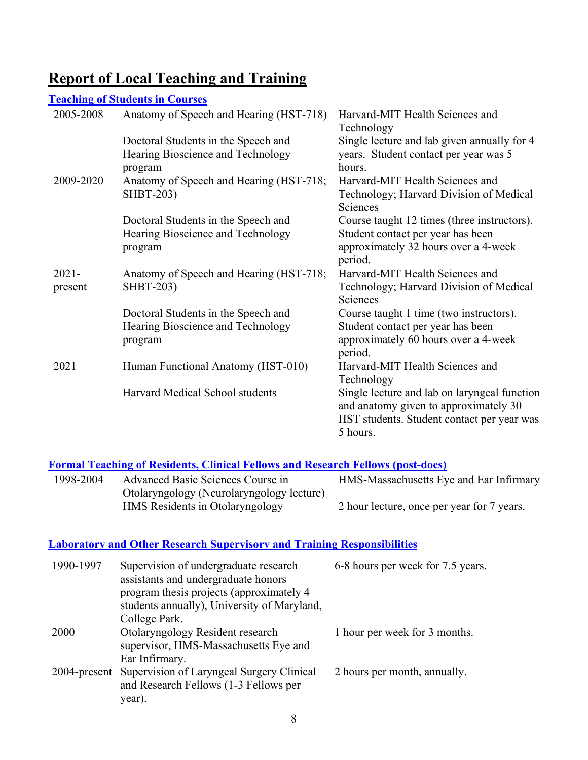## Report of Local Teaching and Training

### Teaching of Students in Courses

| | | |
|---|---|---|
| 2005-2008 | Anatomy of Speech and Hearing (HST-718) | Harvard-MIT Health Sciences and Technology |
| | Doctoral Students in the Speech and Hearing Bioscience and Technology program | Single lecture and lab given annually for 4 years. Student contact per year was 5 hours. |
| 2009-2020 | Anatomy of Speech and Hearing (HST-718; SHBT-203) | Harvard-MIT Health Sciences and Technology; Harvard Division of Medical Sciences |
| | Doctoral Students in the Speech and Hearing Bioscience and Technology program | Course taught 12 times (three instructors). Student contact per year has been approximately 32 hours over a 4-week period. |
| 2021-present | Anatomy of Speech and Hearing (HST-718; SHBT-203) | Harvard-MIT Health Sciences and Technology; Harvard Division of Medical Sciences |
| | Doctoral Students in the Speech and Hearing Bioscience and Technology program | Course taught 1 time (two instructors). Student contact per year has been approximately 60 hours over a 4-week period. |
| 2021 | Human Functional Anatomy (HST-010) | Harvard-MIT Health Sciences and Technology |
| | Harvard Medical School students | Single lecture and lab on laryngeal function and anatomy given to approximately 30 HST students. Student contact per year was 5 hours. |

### Formal Teaching of Residents, Clinical Fellows and Research Fellows (post-docs)

| | | |
|---|---|---|
| 1998-2004 | Advanced Basic Sciences Course in Otolaryngology (Neurolaryngology lecture) | HMS-Massachusetts Eye and Ear Infirmary |
| | HMS Residents in Otolaryngology | 2 hour lecture, once per year for 7 years. |

### Laboratory and Other Research Supervisory and Training Responsibilities

| | | |
|---|---|---|
| 1990-1997 | Supervision of undergraduate research assistants and undergraduate honors program thesis projects (approximately 4 students annually), University of Maryland, College Park. | 6-8 hours per week for 7.5 years. |
| 2000 | Otolaryngology Resident research supervisor, HMS-Massachusetts Eye and Ear Infirmary. | 1 hour per week for 3 months. |
| 2004-present | Supervision of Laryngeal Surgery Clinical and Research Fellows (1-3 Fellows per year). | 2 hours per month, annually. |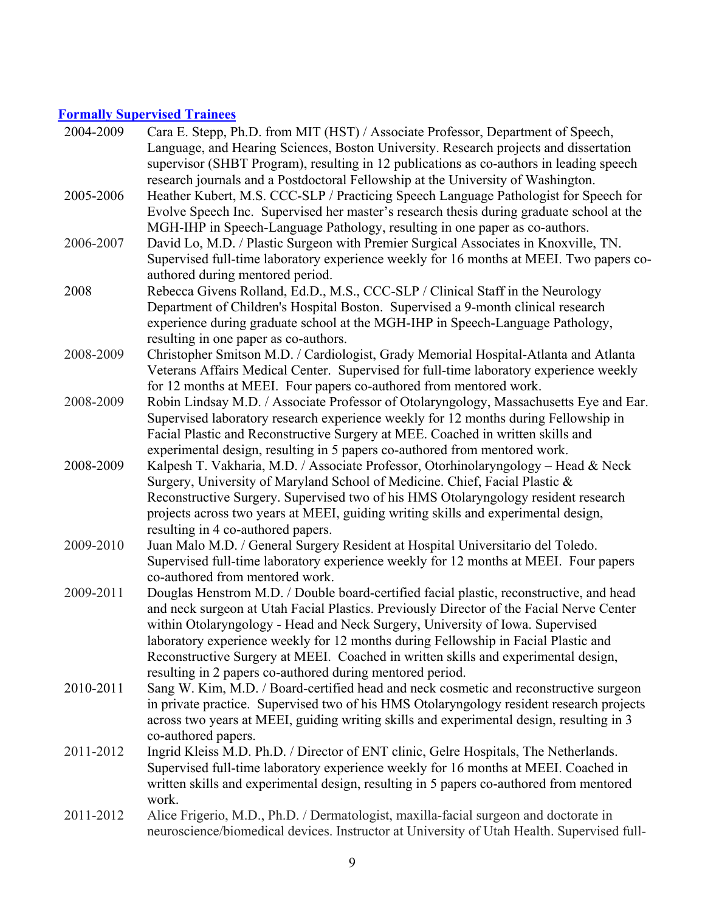## Formally Supervised Trainees

| | |
|---|---|
| 2004-2009 | Cara E. Stepp, Ph.D. from MIT (HST) / Associate Professor, Department of Speech, Language, and Hearing Sciences, Boston University. Research projects and dissertation supervisor (SHBT Program), resulting in 12 publications as co-authors in leading speech research journals and a Postdoctoral Fellowship at the University of Washington. |
| 2005-2006 | Heather Kubert, M.S. CCC-SLP / Practicing Speech Language Pathologist for Speech for Evolve Speech Inc. Supervised her master's research thesis during graduate school at the MGH-IHP in Speech-Language Pathology, resulting in one paper as co-authors. |
| 2006-2007 | David Lo, M.D. / Plastic Surgeon with Premier Surgical Associates in Knoxville, TN. Supervised full-time laboratory experience weekly for 16 months at MEEI. Two papers co-authored during mentored period. |
| 2008 | Rebecca Givens Rolland, Ed.D., M.S., CCC-SLP / Clinical Staff in the Neurology Department of Children's Hospital Boston. Supervised a 9-month clinical research experience during graduate school at the MGH-IHP in Speech-Language Pathology, resulting in one paper as co-authors. |
| 2008-2009 | Christopher Smitson M.D. / Cardiologist, Grady Memorial Hospital-Atlanta and Atlanta Veterans Affairs Medical Center. Supervised for full-time laboratory experience weekly for 12 months at MEEI. Four papers co-authored from mentored work. |
| 2008-2009 | Robin Lindsay M.D. / Associate Professor of Otolaryngology, Massachusetts Eye and Ear. Supervised laboratory research experience weekly for 12 months during Fellowship in Facial Plastic and Reconstructive Surgery at MEE. Coached in written skills and experimental design, resulting in 5 papers co-authored from mentored work. |
| 2008-2009 | Kalpesh T. Vakharia, M.D. / Associate Professor, Otorhinolaryngology – Head & Neck Surgery, University of Maryland School of Medicine. Chief, Facial Plastic & Reconstructive Surgery. Supervised two of his HMS Otolaryngology resident research projects across two years at MEEI, guiding writing skills and experimental design, resulting in 4 co-authored papers. |
| 2009-2010 | Juan Malo M.D. / General Surgery Resident at Hospital Universitario del Toledo. Supervised full-time laboratory experience weekly for 12 months at MEEI. Four papers co-authored from mentored work. |
| 2009-2011 | Douglas Henstrom M.D. / Double board-certified facial plastic, reconstructive, and head and neck surgeon at Utah Facial Plastics. Previously Director of the Facial Nerve Center within Otolaryngology - Head and Neck Surgery, University of Iowa. Supervised laboratory experience weekly for 12 months during Fellowship in Facial Plastic and Reconstructive Surgery at MEEI. Coached in written skills and experimental design, resulting in 2 papers co-authored during mentored period. |
| 2010-2011 | Sang W. Kim, M.D. / Board-certified head and neck cosmetic and reconstructive surgeon in private practice. Supervised two of his HMS Otolaryngology resident research projects across two years at MEEI, guiding writing skills and experimental design, resulting in 3 co-authored papers. |
| 2011-2012 | Ingrid Kleiss M.D. Ph.D. / Director of ENT clinic, Gelre Hospitals, The Netherlands. Supervised full-time laboratory experience weekly for 16 months at MEEI. Coached in written skills and experimental design, resulting in 5 papers co-authored from mentored work. |
| 2011-2012 | Alice Frigerio, M.D., Ph.D. / Dermatologist, maxilla-facial surgeon and doctorate in neuroscience/biomedical devices. Instructor at University of Utah Health. Supervised full- |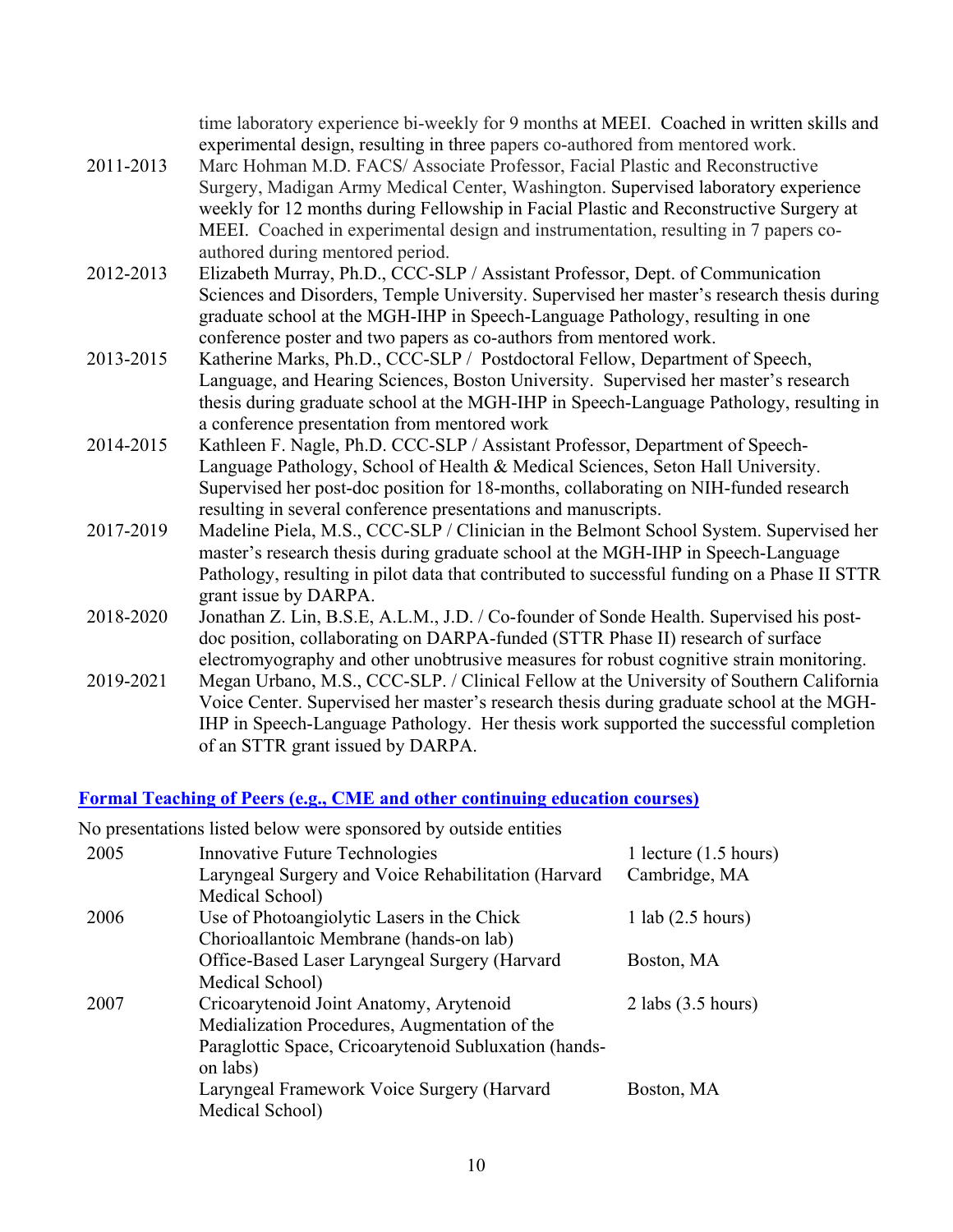time laboratory experience bi-weekly for 9 months at MEEI. Coached in written skills and experimental design, resulting in three papers co-authored from mentored work.

| | |
|---|---|
| 2011-2013 | Marc Hohman M.D. FACS/ Associate Professor, Facial Plastic and Reconstructive Surgery, Madigan Army Medical Center, Washington. Supervised laboratory experience weekly for 12 months during Fellowship in Facial Plastic and Reconstructive Surgery at MEEI. Coached in experimental design and instrumentation, resulting in 7 papers co-authored during mentored period. |
| 2012-2013 | Elizabeth Murray, Ph.D., CCC-SLP / Assistant Professor, Dept. of Communication Sciences and Disorders, Temple University. Supervised her master's research thesis during graduate school at the MGH-IHP in Speech-Language Pathology, resulting in one conference poster and two papers as co-authors from mentored work. |
| 2013-2015 | Katherine Marks, Ph.D., CCC-SLP / Postdoctoral Fellow, Department of Speech, Language, and Hearing Sciences, Boston University. Supervised her master's research thesis during graduate school at the MGH-IHP in Speech-Language Pathology, resulting in a conference presentation from mentored work |
| 2014-2015 | Kathleen F. Nagle, Ph.D. CCC-SLP / Assistant Professor, Department of Speech-Language Pathology, School of Health & Medical Sciences, Seton Hall University. Supervised her post-doc position for 18-months, collaborating on NIH-funded research resulting in several conference presentations and manuscripts. |
| 2017-2019 | Madeline Piela, M.S., CCC-SLP / Clinician in the Belmont School System. Supervised her master's research thesis during graduate school at the MGH-IHP in Speech-Language Pathology, resulting in pilot data that contributed to successful funding on a Phase II STTR grant issue by DARPA. |
| 2018-2020 | Jonathan Z. Lin, B.S.E, A.L.M., J.D. / Co-founder of Sonde Health. Supervised his post-doc position, collaborating on DARPA-funded (STTR Phase II) research of surface electromyography and other unobtrusive measures for robust cognitive strain monitoring. |
| 2019-2021 | Megan Urbano, M.S., CCC-SLP. / Clinical Fellow at the University of Southern California Voice Center. Supervised her master's research thesis during graduate school at the MGH-IHP in Speech-Language Pathology. Her thesis work supported the successful completion of an STTR grant issued by DARPA. |

## Formal Teaching of Peers (e.g., CME and other continuing education courses)

No presentations listed below were sponsored by outside entities

| | | |
|---|---|---|
| 2005 | Innovative Future Technologies | 1 lecture (1.5 hours) |
| | Laryngeal Surgery and Voice Rehabilitation (Harvard Medical School) | Cambridge, MA |
| 2006 | Use of Photoangiolytic Lasers in the Chick Chorioallantoic Membrane (hands-on lab) | 1 lab (2.5 hours) |
| | Office-Based Laser Laryngeal Surgery (Harvard Medical School) | Boston, MA |
| 2007 | Cricoarytenoid Joint Anatomy, Arytenoid Medialization Procedures, Augmentation of the Paraglottic Space, Cricoarytenoid Subluxation (hands-on labs) | 2 labs (3.5 hours) |
| | Laryngeal Framework Voice Surgery (Harvard Medical School) | Boston, MA |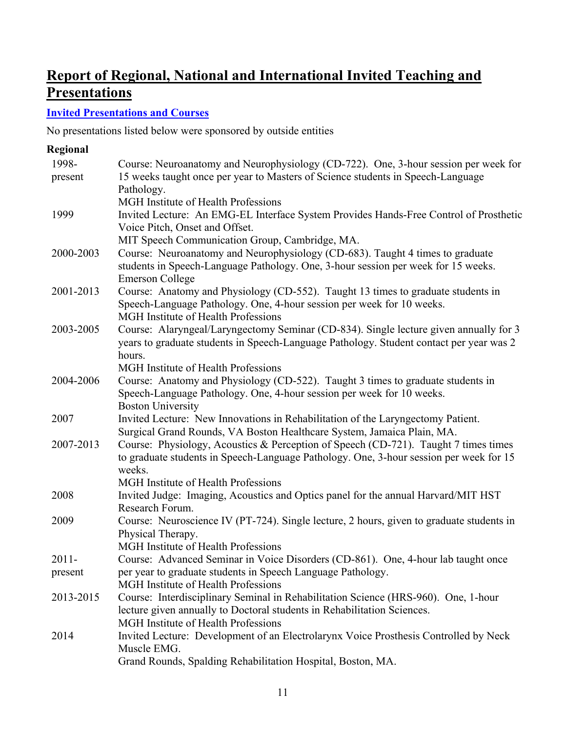# Report of Regional, National and International Invited Teaching and Presentations

## Invited Presentations and Courses

No presentations listed below were sponsored by outside entities

### Regional

| | |
|---|---|
| 1998-present | Course: Neuroanatomy and Neurophysiology (CD-722). One, 3-hour session per week for 15 weeks taught once per year to Masters of Science students in Speech-Language Pathology.<br>MGH Institute of Health Professions |
| 1999 | Invited Lecture: An EMG-EL Interface System Provides Hands-Free Control of Prosthetic Voice Pitch, Onset and Offset.<br>MIT Speech Communication Group, Cambridge, MA. |
| 2000-2003 | Course: Neuroanatomy and Neurophysiology (CD-683). Taught 4 times to graduate students in Speech-Language Pathology. One, 3-hour session per week for 15 weeks.<br>Emerson College |
| 2001-2013 | Course: Anatomy and Physiology (CD-552). Taught 13 times to graduate students in Speech-Language Pathology. One, 4-hour session per week for 10 weeks.<br>MGH Institute of Health Professions |
| 2003-2005 | Course: Alaryngeal/Laryngectomy Seminar (CD-834). Single lecture given annually for 3 years to graduate students in Speech-Language Pathology. Student contact per year was 2 hours.<br>MGH Institute of Health Professions |
| 2004-2006 | Course: Anatomy and Physiology (CD-522). Taught 3 times to graduate students in Speech-Language Pathology. One, 4-hour session per week for 10 weeks.<br>Boston University |
| 2007 | Invited Lecture: New Innovations in Rehabilitation of the Laryngectomy Patient.<br>Surgical Grand Rounds, VA Boston Healthcare System, Jamaica Plain, MA. |
| 2007-2013 | Course: Physiology, Acoustics & Perception of Speech (CD-721). Taught 7 times times to graduate students in Speech-Language Pathology. One, 3-hour session per week for 15 weeks.<br>MGH Institute of Health Professions |
| 2008 | Invited Judge: Imaging, Acoustics and Optics panel for the annual Harvard/MIT HST Research Forum. |
| 2009 | Course: Neuroscience IV (PT-724). Single lecture, 2 hours, given to graduate students in Physical Therapy.<br>MGH Institute of Health Professions |
| 2011-present | Course: Advanced Seminar in Voice Disorders (CD-861). One, 4-hour lab taught once per year to graduate students in Speech Language Pathology.<br>MGH Institute of Health Professions |
| 2013-2015 | Course: Interdisciplinary Seminal in Rehabilitation Science (HRS-960). One, 1-hour lecture given annually to Doctoral students in Rehabilitation Sciences.<br>MGH Institute of Health Professions |
| 2014 | Invited Lecture: Development of an Electrolarynx Voice Prosthesis Controlled by Neck Muscle EMG.<br>Grand Rounds, Spalding Rehabilitation Hospital, Boston, MA. |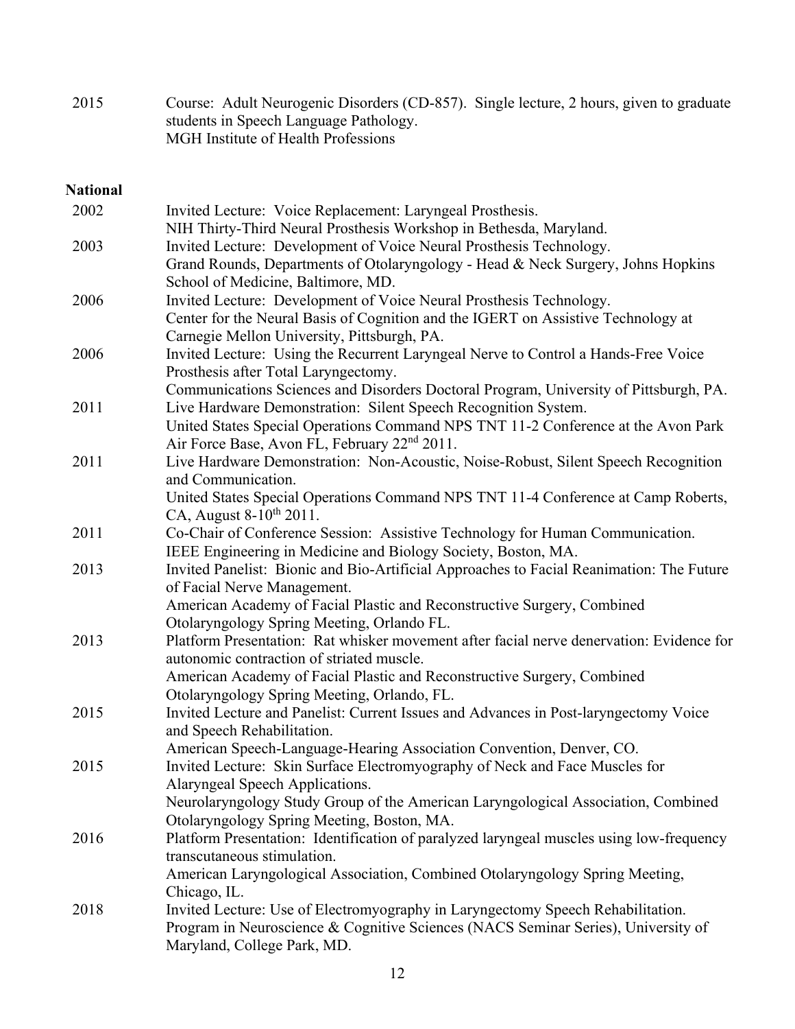2015 Course: Adult Neurogenic Disorders (CD-857). Single lecture, 2 hours, given to graduate students in Speech Language Pathology.
MGH Institute of Health Professions

**National**

2002 Invited Lecture: Voice Replacement: Laryngeal Prosthesis.
NIH Thirty-Third Neural Prosthesis Workshop in Bethesda, Maryland.

2003 Invited Lecture: Development of Voice Neural Prosthesis Technology.
Grand Rounds, Departments of Otolaryngology - Head & Neck Surgery, Johns Hopkins School of Medicine, Baltimore, MD.

2006 Invited Lecture: Development of Voice Neural Prosthesis Technology.
Center for the Neural Basis of Cognition and the IGERT on Assistive Technology at Carnegie Mellon University, Pittsburgh, PA.

2006 Invited Lecture: Using the Recurrent Laryngeal Nerve to Control a Hands-Free Voice Prosthesis after Total Laryngectomy.
Communications Sciences and Disorders Doctoral Program, University of Pittsburgh, PA.

2011 Live Hardware Demonstration: Silent Speech Recognition System.
United States Special Operations Command NPS TNT 11-2 Conference at the Avon Park Air Force Base, Avon FL, February 22nd 2011.

2011 Live Hardware Demonstration: Non-Acoustic, Noise-Robust, Silent Speech Recognition and Communication.
United States Special Operations Command NPS TNT 11-4 Conference at Camp Roberts, CA, August 8-10th 2011.

2011 Co-Chair of Conference Session: Assistive Technology for Human Communication.
IEEE Engineering in Medicine and Biology Society, Boston, MA.

2013 Invited Panelist: Bionic and Bio-Artificial Approaches to Facial Reanimation: The Future of Facial Nerve Management.
American Academy of Facial Plastic and Reconstructive Surgery, Combined Otolaryngology Spring Meeting, Orlando FL.

2013 Platform Presentation: Rat whisker movement after facial nerve denervation: Evidence for autonomic contraction of striated muscle.
American Academy of Facial Plastic and Reconstructive Surgery, Combined Otolaryngology Spring Meeting, Orlando, FL.

2015 Invited Lecture and Panelist: Current Issues and Advances in Post-laryngectomy Voice and Speech Rehabilitation.
American Speech-Language-Hearing Association Convention, Denver, CO.

2015 Invited Lecture: Skin Surface Electromyography of Neck and Face Muscles for Alaryngeal Speech Applications.
Neurolaryngology Study Group of the American Laryngological Association, Combined Otolaryngology Spring Meeting, Boston, MA.

2016 Platform Presentation: Identification of paralyzed laryngeal muscles using low-frequency transcutaneous stimulation.
American Laryngological Association, Combined Otolaryngology Spring Meeting, Chicago, IL.

2018 Invited Lecture: Use of Electromyography in Laryngectomy Speech Rehabilitation.
Program in Neuroscience & Cognitive Sciences (NACS Seminar Series), University of Maryland, College Park, MD.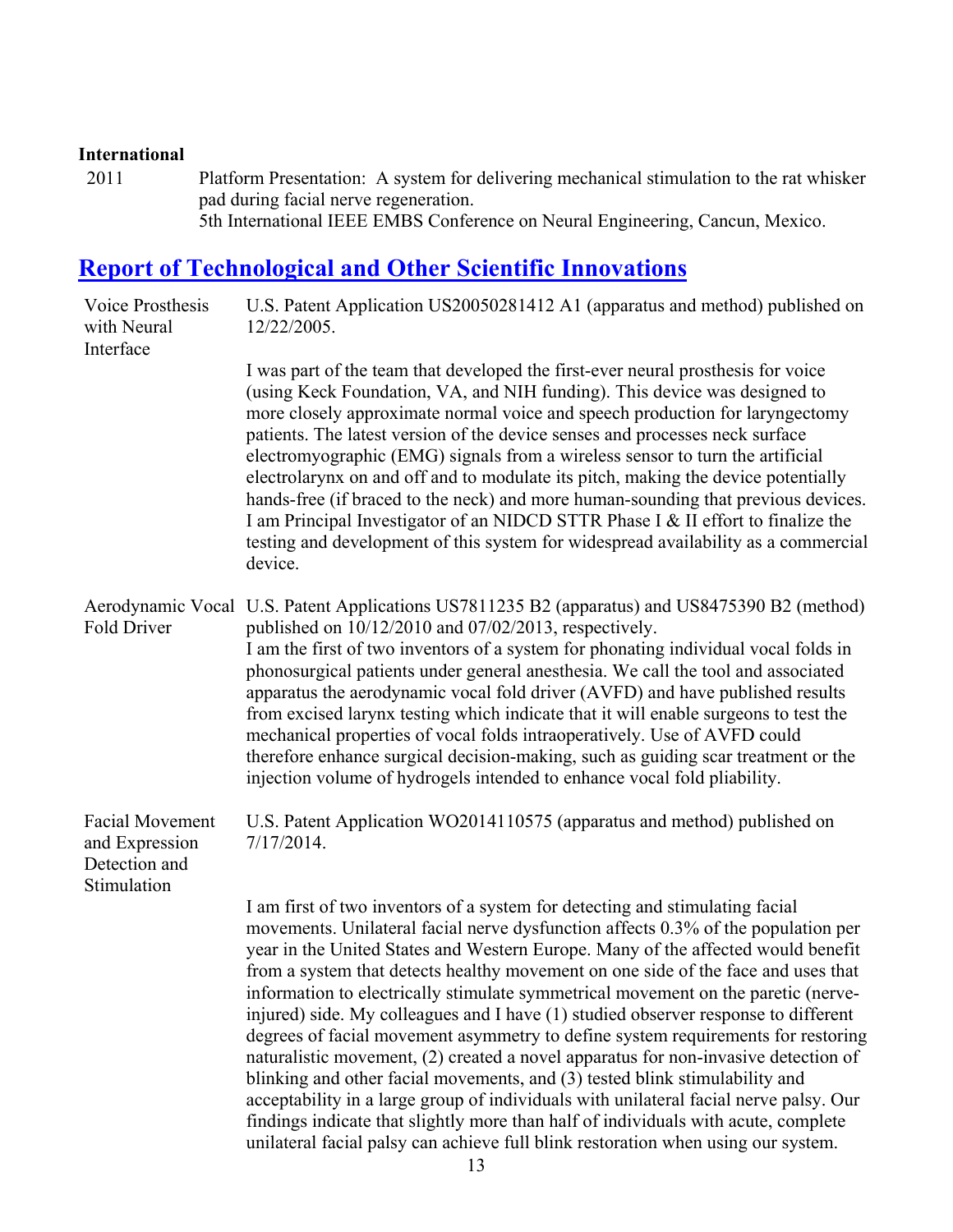**International**

2011 Platform Presentation: A system for delivering mechanical stimulation to the rat whisker pad during facial nerve regeneration.
5th International IEEE EMBS Conference on Neural Engineering, Cancun, Mexico.

## Report of Technological and Other Scientific Innovations

**Voice Prosthesis with Neural Interface**

U.S. Patent Application US20050281412 A1 (apparatus and method) published on 12/22/2005.

I was part of the team that developed the first-ever neural prosthesis for voice (using Keck Foundation, VA, and NIH funding). This device was designed to more closely approximate normal voice and speech production for laryngectomy patients. The latest version of the device senses and processes neck surface electromyographic (EMG) signals from a wireless sensor to turn the artificial electrolarynx on and off and to modulate its pitch, making the device potentially hands-free (if braced to the neck) and more human-sounding that previous devices. I am Principal Investigator of an NIDCD STTR Phase I & II effort to finalize the testing and development of this system for widespread availability as a commercial device.

**Aerodynamic Vocal Fold Driver**

U.S. Patent Applications US7811235 B2 (apparatus) and US8475390 B2 (method) published on 10/12/2010 and 07/02/2013, respectively.
I am the first of two inventors of a system for phonating individual vocal folds in phonosurgical patients under general anesthesia. We call the tool and associated apparatus the aerodynamic vocal fold driver (AVFD) and have published results from excised larynx testing which indicate that it will enable surgeons to test the mechanical properties of vocal folds intraoperatively. Use of AVFD could therefore enhance surgical decision-making, such as guiding scar treatment or the injection volume of hydrogels intended to enhance vocal fold pliability.

**Facial Movement and Expression Detection and Stimulation**

U.S. Patent Application WO2014110575 (apparatus and method) published on 7/17/2014.

I am first of two inventors of a system for detecting and stimulating facial movements. Unilateral facial nerve dysfunction affects 0.3% of the population per year in the United States and Western Europe. Many of the affected would benefit from a system that detects healthy movement on one side of the face and uses that information to electrically stimulate symmetrical movement on the paretic (nerve-injured) side. My colleagues and I have (1) studied observer response to different degrees of facial movement asymmetry to define system requirements for restoring naturalistic movement, (2) created a novel apparatus for non-invasive detection of blinking and other facial movements, and (3) tested blink stimulability and acceptability in a large group of individuals with unilateral facial nerve palsy. Our findings indicate that slightly more than half of individuals with acute, complete unilateral facial palsy can achieve full blink restoration when using our system.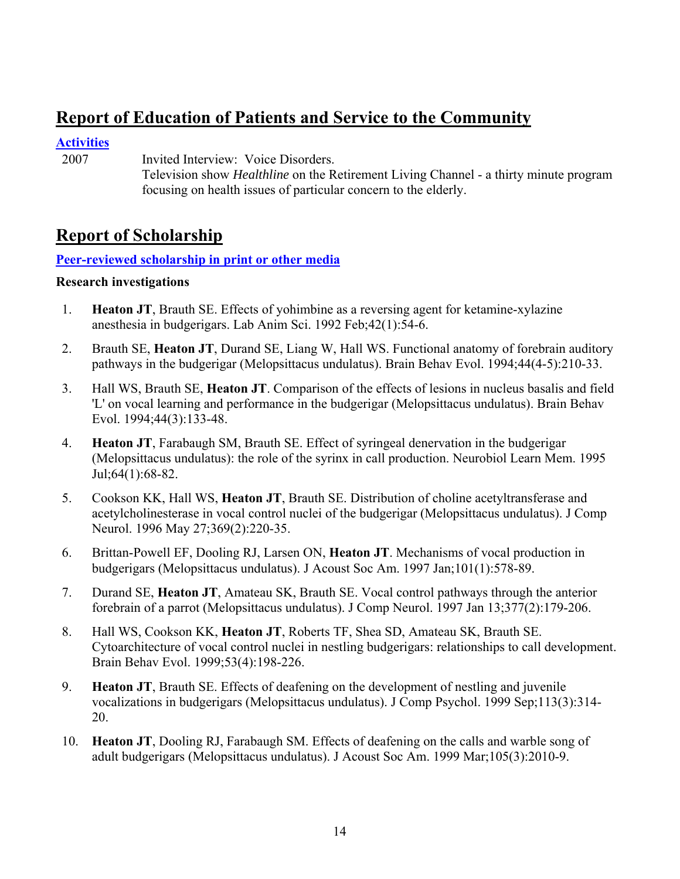## Report of Education of Patients and Service to the Community

### Activities

2007 Invited Interview: Voice Disorders.
Television show *Healthline* on the Retirement Living Channel - a thirty minute program focusing on health issues of particular concern to the elderly.

## Report of Scholarship

### Peer-reviewed scholarship in print or other media

**Research investigations**

1. **Heaton JT**, Brauth SE. Effects of yohimbine as a reversing agent for ketamine-xylazine anesthesia in budgerigars. Lab Anim Sci. 1992 Feb;42(1):54-6.
2. Brauth SE, **Heaton JT**, Durand SE, Liang W, Hall WS. Functional anatomy of forebrain auditory pathways in the budgerigar (Melopsittacus undulatus). Brain Behav Evol. 1994;44(4-5):210-33.
3. Hall WS, Brauth SE, **Heaton JT**. Comparison of the effects of lesions in nucleus basalis and field 'L' on vocal learning and performance in the budgerigar (Melopsittacus undulatus). Brain Behav Evol. 1994;44(3):133-48.
4. **Heaton JT**, Farabaugh SM, Brauth SE. Effect of syringeal denervation in the budgerigar (Melopsittacus undulatus): the role of the syrinx in call production. Neurobiol Learn Mem. 1995 Jul;64(1):68-82.
5. Cookson KK, Hall WS, **Heaton JT**, Brauth SE. Distribution of choline acetyltransferase and acetylcholinesterase in vocal control nuclei of the budgerigar (Melopsittacus undulatus). J Comp Neurol. 1996 May 27;369(2):220-35.
6. Brittan-Powell EF, Dooling RJ, Larsen ON, **Heaton JT**. Mechanisms of vocal production in budgerigars (Melopsittacus undulatus). J Acoust Soc Am. 1997 Jan;101(1):578-89.
7. Durand SE, **Heaton JT**, Amateau SK, Brauth SE. Vocal control pathways through the anterior forebrain of a parrot (Melopsittacus undulatus). J Comp Neurol. 1997 Jan 13;377(2):179-206.
8. Hall WS, Cookson KK, **Heaton JT**, Roberts TF, Shea SD, Amateau SK, Brauth SE. Cytoarchitecture of vocal control nuclei in nestling budgerigars: relationships to call development. Brain Behav Evol. 1999;53(4):198-226.
9. **Heaton JT**, Brauth SE. Effects of deafening on the development of nestling and juvenile vocalizations in budgerigars (Melopsittacus undulatus). J Comp Psychol. 1999 Sep;113(3):314-20.
10. **Heaton JT**, Dooling RJ, Farabaugh SM. Effects of deafening on the calls and warble song of adult budgerigars (Melopsittacus undulatus). J Acoust Soc Am. 1999 Mar;105(3):2010-9.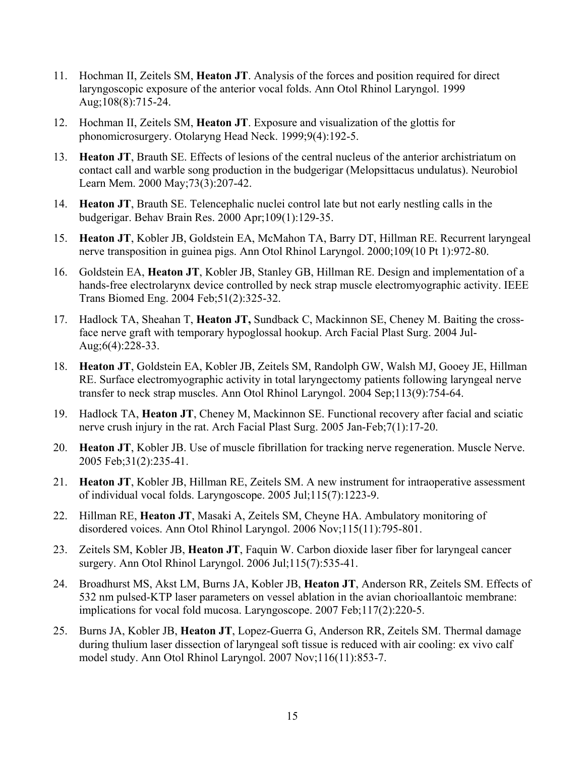11. Hochman II, Zeitels SM, **Heaton JT**. Analysis of the forces and position required for direct laryngoscopic exposure of the anterior vocal folds. Ann Otol Rhinol Laryngol. 1999 Aug;108(8):715-24.

12. Hochman II, Zeitels SM, **Heaton JT**. Exposure and visualization of the glottis for phonomicrosurgery. Otolaryng Head Neck. 1999;9(4):192-5.

13. **Heaton JT**, Brauth SE. Effects of lesions of the central nucleus of the anterior archistriatum on contact call and warble song production in the budgerigar (Melopsittacus undulatus). Neurobiol Learn Mem. 2000 May;73(3):207-42.

14. **Heaton JT**, Brauth SE. Telencephalic nuclei control late but not early nestling calls in the budgerigar. Behav Brain Res. 2000 Apr;109(1):129-35.

15. **Heaton JT**, Kobler JB, Goldstein EA, McMahon TA, Barry DT, Hillman RE. Recurrent laryngeal nerve transposition in guinea pigs. Ann Otol Rhinol Laryngol. 2000;109(10 Pt 1):972-80.

16. Goldstein EA, **Heaton JT**, Kobler JB, Stanley GB, Hillman RE. Design and implementation of a hands-free electrolarynx device controlled by neck strap muscle electromyographic activity. IEEE Trans Biomed Eng. 2004 Feb;51(2):325-32.

17. Hadlock TA, Sheahan T, **Heaton JT,** Sundback C, Mackinnon SE, Cheney M. Baiting the cross-face nerve graft with temporary hypoglossal hookup. Arch Facial Plast Surg. 2004 Jul-Aug;6(4):228-33.

18. **Heaton JT**, Goldstein EA, Kobler JB, Zeitels SM, Randolph GW, Walsh MJ, Gooey JE, Hillman RE. Surface electromyographic activity in total laryngectomy patients following laryngeal nerve transfer to neck strap muscles. Ann Otol Rhinol Laryngol. 2004 Sep;113(9):754-64.

19. Hadlock TA, **Heaton JT**, Cheney M, Mackinnon SE. Functional recovery after facial and sciatic nerve crush injury in the rat. Arch Facial Plast Surg. 2005 Jan-Feb;7(1):17-20.

20. **Heaton JT**, Kobler JB. Use of muscle fibrillation for tracking nerve regeneration. Muscle Nerve. 2005 Feb;31(2):235-41.

21. **Heaton JT**, Kobler JB, Hillman RE, Zeitels SM. A new instrument for intraoperative assessment of individual vocal folds. Laryngoscope. 2005 Jul;115(7):1223-9.

22. Hillman RE, **Heaton JT**, Masaki A, Zeitels SM, Cheyne HA. Ambulatory monitoring of disordered voices. Ann Otol Rhinol Laryngol. 2006 Nov;115(11):795-801.

23. Zeitels SM, Kobler JB, **Heaton JT**, Faquin W. Carbon dioxide laser fiber for laryngeal cancer surgery. Ann Otol Rhinol Laryngol. 2006 Jul;115(7):535-41.

24. Broadhurst MS, Akst LM, Burns JA, Kobler JB, **Heaton JT**, Anderson RR, Zeitels SM. Effects of 532 nm pulsed-KTP laser parameters on vessel ablation in the avian chorioallantoic membrane: implications for vocal fold mucosa. Laryngoscope. 2007 Feb;117(2):220-5.

25. Burns JA, Kobler JB, **Heaton JT**, Lopez-Guerra G, Anderson RR, Zeitels SM. Thermal damage during thulium laser dissection of laryngeal soft tissue is reduced with air cooling: ex vivo calf model study. Ann Otol Rhinol Laryngol. 2007 Nov;116(11):853-7.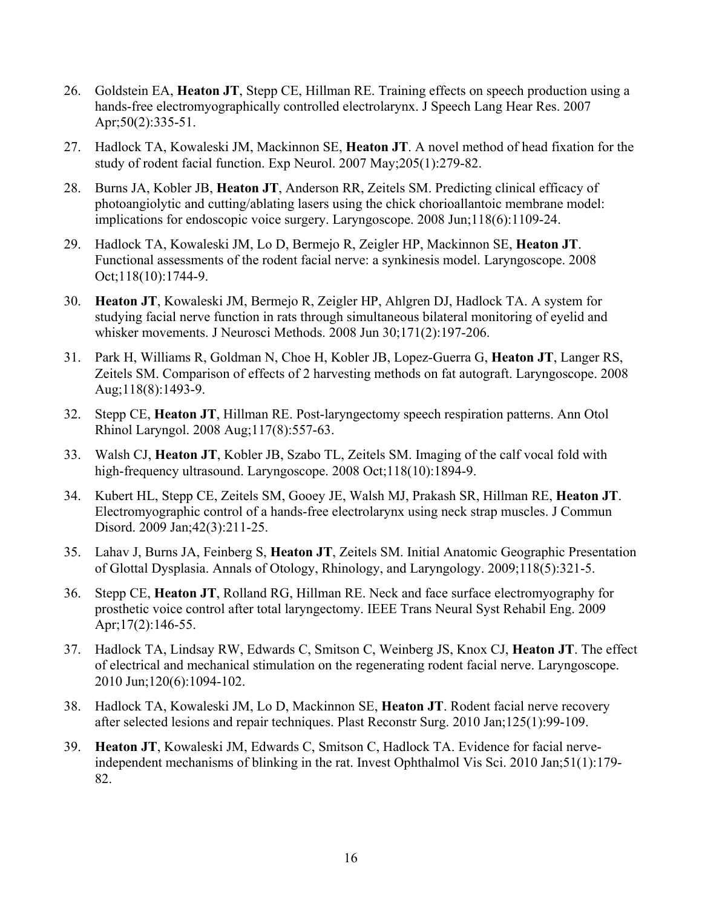26. Goldstein EA, **Heaton JT**, Stepp CE, Hillman RE. Training effects on speech production using a hands-free electromyographically controlled electrolarynx. J Speech Lang Hear Res. 2007 Apr;50(2):335-51.

27. Hadlock TA, Kowaleski JM, Mackinnon SE, **Heaton JT**. A novel method of head fixation for the study of rodent facial function. Exp Neurol. 2007 May;205(1):279-82.

28. Burns JA, Kobler JB, **Heaton JT**, Anderson RR, Zeitels SM. Predicting clinical efficacy of photoangiolytic and cutting/ablating lasers using the chick chorioallantoic membrane model: implications for endoscopic voice surgery. Laryngoscope. 2008 Jun;118(6):1109-24.

29. Hadlock TA, Kowaleski JM, Lo D, Bermejo R, Zeigler HP, Mackinnon SE, **Heaton JT**. Functional assessments of the rodent facial nerve: a synkinesis model. Laryngoscope. 2008 Oct;118(10):1744-9.

30. **Heaton JT**, Kowaleski JM, Bermejo R, Zeigler HP, Ahlgren DJ, Hadlock TA. A system for studying facial nerve function in rats through simultaneous bilateral monitoring of eyelid and whisker movements. J Neurosci Methods. 2008 Jun 30;171(2):197-206.

31. Park H, Williams R, Goldman N, Choe H, Kobler JB, Lopez-Guerra G, **Heaton JT**, Langer RS, Zeitels SM. Comparison of effects of 2 harvesting methods on fat autograft. Laryngoscope. 2008 Aug;118(8):1493-9.

32. Stepp CE, **Heaton JT**, Hillman RE. Post-laryngectomy speech respiration patterns. Ann Otol Rhinol Laryngol. 2008 Aug;117(8):557-63.

33. Walsh CJ, **Heaton JT**, Kobler JB, Szabo TL, Zeitels SM. Imaging of the calf vocal fold with high-frequency ultrasound. Laryngoscope. 2008 Oct;118(10):1894-9.

34. Kubert HL, Stepp CE, Zeitels SM, Gooey JE, Walsh MJ, Prakash SR, Hillman RE, **Heaton JT**. Electromyographic control of a hands-free electrolarynx using neck strap muscles. J Commun Disord. 2009 Jan;42(3):211-25.

35. Lahav J, Burns JA, Feinberg S, **Heaton JT**, Zeitels SM. Initial Anatomic Geographic Presentation of Glottal Dysplasia. Annals of Otology, Rhinology, and Laryngology. 2009;118(5):321-5.

36. Stepp CE, **Heaton JT**, Rolland RG, Hillman RE. Neck and face surface electromyography for prosthetic voice control after total laryngectomy. IEEE Trans Neural Syst Rehabil Eng. 2009 Apr;17(2):146-55.

37. Hadlock TA, Lindsay RW, Edwards C, Smitson C, Weinberg JS, Knox CJ, **Heaton JT**. The effect of electrical and mechanical stimulation on the regenerating rodent facial nerve. Laryngoscope. 2010 Jun;120(6):1094-102.

38. Hadlock TA, Kowaleski JM, Lo D, Mackinnon SE, **Heaton JT**. Rodent facial nerve recovery after selected lesions and repair techniques. Plast Reconstr Surg. 2010 Jan;125(1):99-109.

39. **Heaton JT**, Kowaleski JM, Edwards C, Smitson C, Hadlock TA. Evidence for facial nerve-independent mechanisms of blinking in the rat. Invest Ophthalmol Vis Sci. 2010 Jan;51(1):179-82.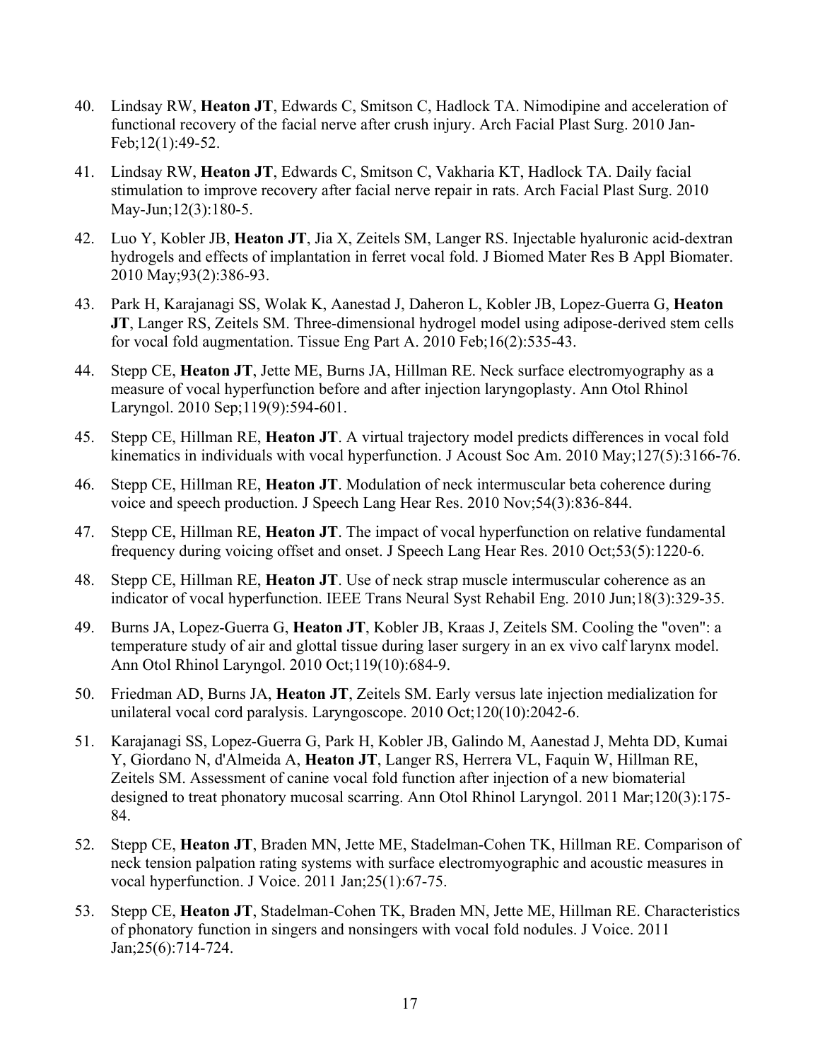40. Lindsay RW, **Heaton JT**, Edwards C, Smitson C, Hadlock TA. Nimodipine and acceleration of functional recovery of the facial nerve after crush injury. Arch Facial Plast Surg. 2010 Jan-Feb;12(1):49-52.

41. Lindsay RW, **Heaton JT**, Edwards C, Smitson C, Vakharia KT, Hadlock TA. Daily facial stimulation to improve recovery after facial nerve repair in rats. Arch Facial Plast Surg. 2010 May-Jun;12(3):180-5.

42. Luo Y, Kobler JB, **Heaton JT**, Jia X, Zeitels SM, Langer RS. Injectable hyaluronic acid-dextran hydrogels and effects of implantation in ferret vocal fold. J Biomed Mater Res B Appl Biomater. 2010 May;93(2):386-93.

43. Park H, Karajanagi SS, Wolak K, Aanestad J, Daheron L, Kobler JB, Lopez-Guerra G, **Heaton JT**, Langer RS, Zeitels SM. Three-dimensional hydrogel model using adipose-derived stem cells for vocal fold augmentation. Tissue Eng Part A. 2010 Feb;16(2):535-43.

44. Stepp CE, **Heaton JT**, Jette ME, Burns JA, Hillman RE. Neck surface electromyography as a measure of vocal hyperfunction before and after injection laryngoplasty. Ann Otol Rhinol Laryngol. 2010 Sep;119(9):594-601.

45. Stepp CE, Hillman RE, **Heaton JT**. A virtual trajectory model predicts differences in vocal fold kinematics in individuals with vocal hyperfunction. J Acoust Soc Am. 2010 May;127(5):3166-76.

46. Stepp CE, Hillman RE, **Heaton JT**. Modulation of neck intermuscular beta coherence during voice and speech production. J Speech Lang Hear Res. 2010 Nov;54(3):836-844.

47. Stepp CE, Hillman RE, **Heaton JT**. The impact of vocal hyperfunction on relative fundamental frequency during voicing offset and onset. J Speech Lang Hear Res. 2010 Oct;53(5):1220-6.

48. Stepp CE, Hillman RE, **Heaton JT**. Use of neck strap muscle intermuscular coherence as an indicator of vocal hyperfunction. IEEE Trans Neural Syst Rehabil Eng. 2010 Jun;18(3):329-35.

49. Burns JA, Lopez-Guerra G, **Heaton JT**, Kobler JB, Kraas J, Zeitels SM. Cooling the "oven": a temperature study of air and glottal tissue during laser surgery in an ex vivo calf larynx model. Ann Otol Rhinol Laryngol. 2010 Oct;119(10):684-9.

50. Friedman AD, Burns JA, **Heaton JT**, Zeitels SM. Early versus late injection medialization for unilateral vocal cord paralysis. Laryngoscope. 2010 Oct;120(10):2042-6.

51. Karajanagi SS, Lopez-Guerra G, Park H, Kobler JB, Galindo M, Aanestad J, Mehta DD, Kumai Y, Giordano N, d'Almeida A, **Heaton JT**, Langer RS, Herrera VL, Faquin W, Hillman RE, Zeitels SM. Assessment of canine vocal fold function after injection of a new biomaterial designed to treat phonatory mucosal scarring. Ann Otol Rhinol Laryngol. 2011 Mar;120(3):175-84.

52. Stepp CE, **Heaton JT**, Braden MN, Jette ME, Stadelman-Cohen TK, Hillman RE. Comparison of neck tension palpation rating systems with surface electromyographic and acoustic measures in vocal hyperfunction. J Voice. 2011 Jan;25(1):67-75.

53. Stepp CE, **Heaton JT**, Stadelman-Cohen TK, Braden MN, Jette ME, Hillman RE. Characteristics of phonatory function in singers and nonsingers with vocal fold nodules. J Voice. 2011 Jan;25(6):714-724.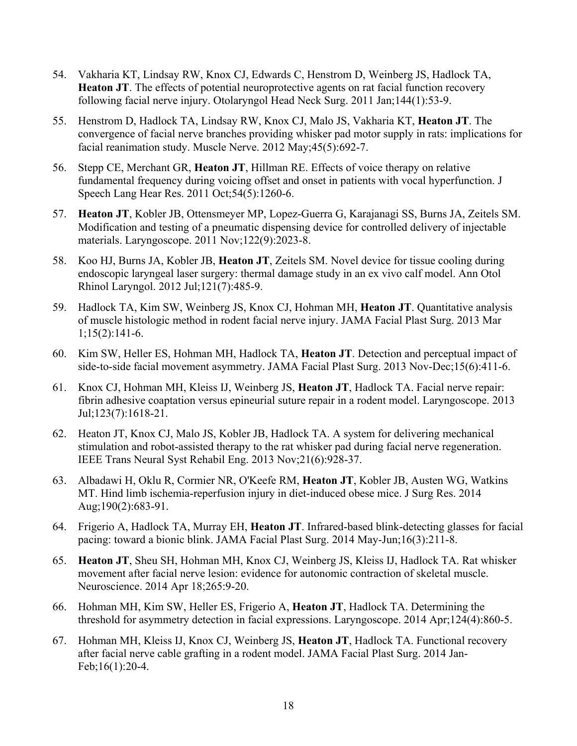54. Vakharia KT, Lindsay RW, Knox CJ, Edwards C, Henstrom D, Weinberg JS, Hadlock TA, **Heaton JT**. The effects of potential neuroprotective agents on rat facial function recovery following facial nerve injury. Otolaryngol Head Neck Surg. 2011 Jan;144(1):53-9.

55. Henstrom D, Hadlock TA, Lindsay RW, Knox CJ, Malo JS, Vakharia KT, **Heaton JT**. The convergence of facial nerve branches providing whisker pad motor supply in rats: implications for facial reanimation study. Muscle Nerve. 2012 May;45(5):692-7.

56. Stepp CE, Merchant GR, **Heaton JT**, Hillman RE. Effects of voice therapy on relative fundamental frequency during voicing offset and onset in patients with vocal hyperfunction. J Speech Lang Hear Res. 2011 Oct;54(5):1260-6.

57. **Heaton JT**, Kobler JB, Ottensmeyer MP, Lopez-Guerra G, Karajanagi SS, Burns JA, Zeitels SM. Modification and testing of a pneumatic dispensing device for controlled delivery of injectable materials. Laryngoscope. 2011 Nov;122(9):2023-8.

58. Koo HJ, Burns JA, Kobler JB, **Heaton JT**, Zeitels SM. Novel device for tissue cooling during endoscopic laryngeal laser surgery: thermal damage study in an ex vivo calf model. Ann Otol Rhinol Laryngol. 2012 Jul;121(7):485-9.

59. Hadlock TA, Kim SW, Weinberg JS, Knox CJ, Hohman MH, **Heaton JT**. Quantitative analysis of muscle histologic method in rodent facial nerve injury. JAMA Facial Plast Surg. 2013 Mar 1;15(2):141-6.

60. Kim SW, Heller ES, Hohman MH, Hadlock TA, **Heaton JT**. Detection and perceptual impact of side-to-side facial movement asymmetry. JAMA Facial Plast Surg. 2013 Nov-Dec;15(6):411-6.

61. Knox CJ, Hohman MH, Kleiss IJ, Weinberg JS, **Heaton JT**, Hadlock TA. Facial nerve repair: fibrin adhesive coaptation versus epineurial suture repair in a rodent model. Laryngoscope. 2013 Jul;123(7):1618-21.

62. Heaton JT, Knox CJ, Malo JS, Kobler JB, Hadlock TA. A system for delivering mechanical stimulation and robot-assisted therapy to the rat whisker pad during facial nerve regeneration. IEEE Trans Neural Syst Rehabil Eng. 2013 Nov;21(6):928-37.

63. Albadawi H, Oklu R, Cormier NR, O'Keefe RM, **Heaton JT**, Kobler JB, Austen WG, Watkins MT. Hind limb ischemia-reperfusion injury in diet-induced obese mice. J Surg Res. 2014 Aug;190(2):683-91.

64. Frigerio A, Hadlock TA, Murray EH, **Heaton JT**. Infrared-based blink-detecting glasses for facial pacing: toward a bionic blink. JAMA Facial Plast Surg. 2014 May-Jun;16(3):211-8.

65. **Heaton JT**, Sheu SH, Hohman MH, Knox CJ, Weinberg JS, Kleiss IJ, Hadlock TA. Rat whisker movement after facial nerve lesion: evidence for autonomic contraction of skeletal muscle. Neuroscience. 2014 Apr 18;265:9-20.

66. Hohman MH, Kim SW, Heller ES, Frigerio A, **Heaton JT**, Hadlock TA. Determining the threshold for asymmetry detection in facial expressions. Laryngoscope. 2014 Apr;124(4):860-5.

67. Hohman MH, Kleiss IJ, Knox CJ, Weinberg JS, **Heaton JT**, Hadlock TA. Functional recovery after facial nerve cable grafting in a rodent model. JAMA Facial Plast Surg. 2014 Jan-Feb;16(1):20-4.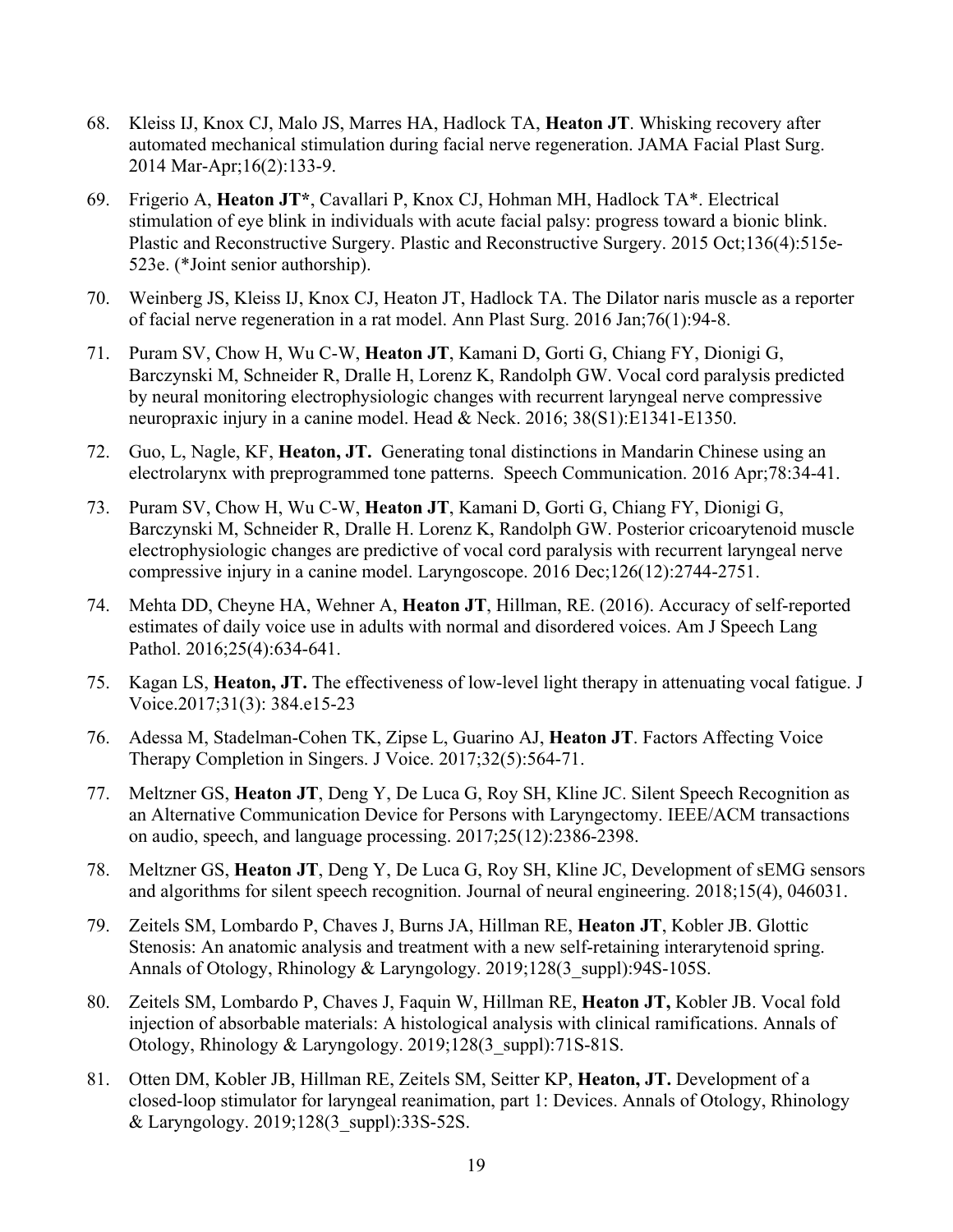68. Kleiss IJ, Knox CJ, Malo JS, Marres HA, Hadlock TA, **Heaton JT**. Whisking recovery after automated mechanical stimulation during facial nerve regeneration. JAMA Facial Plast Surg. 2014 Mar-Apr;16(2):133-9.

69. Frigerio A, **Heaton JT***, Cavallari P, Knox CJ, Hohman MH, Hadlock TA*. Electrical stimulation of eye blink in individuals with acute facial palsy: progress toward a bionic blink. Plastic and Reconstructive Surgery. Plastic and Reconstructive Surgery. 2015 Oct;136(4):515e-523e. (*Joint senior authorship).

70. Weinberg JS, Kleiss IJ, Knox CJ, Heaton JT, Hadlock TA. The Dilator naris muscle as a reporter of facial nerve regeneration in a rat model. Ann Plast Surg. 2016 Jan;76(1):94-8.

71. Puram SV, Chow H, Wu C-W, **Heaton JT**, Kamani D, Gorti G, Chiang FY, Dionigi G, Barczynski M, Schneider R, Dralle H, Lorenz K, Randolph GW. Vocal cord paralysis predicted by neural monitoring electrophysiologic changes with recurrent laryngeal nerve compressive neuropraxic injury in a canine model. Head & Neck. 2016; 38(S1):E1341-E1350.

72. Guo, L, Nagle, KF, **Heaton, JT.** Generating tonal distinctions in Mandarin Chinese using an electrolarynx with preprogrammed tone patterns. Speech Communication. 2016 Apr;78:34-41.

73. Puram SV, Chow H, Wu C-W, **Heaton JT**, Kamani D, Gorti G, Chiang FY, Dionigi G, Barczynski M, Schneider R, Dralle H. Lorenz K, Randolph GW. Posterior cricoarytenoid muscle electrophysiologic changes are predictive of vocal cord paralysis with recurrent laryngeal nerve compressive injury in a canine model. Laryngoscope. 2016 Dec;126(12):2744-2751.

74. Mehta DD, Cheyne HA, Wehner A, **Heaton JT**, Hillman, RE. (2016). Accuracy of self-reported estimates of daily voice use in adults with normal and disordered voices. Am J Speech Lang Pathol. 2016;25(4):634-641.

75. Kagan LS, **Heaton, JT.** The effectiveness of low-level light therapy in attenuating vocal fatigue. J Voice.2017;31(3): 384.e15-23

76. Adessa M, Stadelman-Cohen TK, Zipse L, Guarino AJ, **Heaton JT**. Factors Affecting Voice Therapy Completion in Singers. J Voice. 2017;32(5):564-71.

77. Meltzner GS, **Heaton JT**, Deng Y, De Luca G, Roy SH, Kline JC. Silent Speech Recognition as an Alternative Communication Device for Persons with Laryngectomy. IEEE/ACM transactions on audio, speech, and language processing. 2017;25(12):2386-2398.

78. Meltzner GS, **Heaton JT**, Deng Y, De Luca G, Roy SH, Kline JC, Development of sEMG sensors and algorithms for silent speech recognition. Journal of neural engineering. 2018;15(4), 046031.

79. Zeitels SM, Lombardo P, Chaves J, Burns JA, Hillman RE, **Heaton JT**, Kobler JB. Glottic Stenosis: An anatomic analysis and treatment with a new self-retaining interarytenoid spring. Annals of Otology, Rhinology & Laryngology. 2019;128(3_suppl):94S-105S.

80. Zeitels SM, Lombardo P, Chaves J, Faquin W, Hillman RE, **Heaton JT,** Kobler JB. Vocal fold injection of absorbable materials: A histological analysis with clinical ramifications. Annals of Otology, Rhinology & Laryngology. 2019;128(3_suppl):71S-81S.

81. Otten DM, Kobler JB, Hillman RE, Zeitels SM, Seitter KP, **Heaton, JT.** Development of a closed-loop stimulator for laryngeal reanimation, part 1: Devices. Annals of Otology, Rhinology & Laryngology. 2019;128(3_suppl):33S-52S.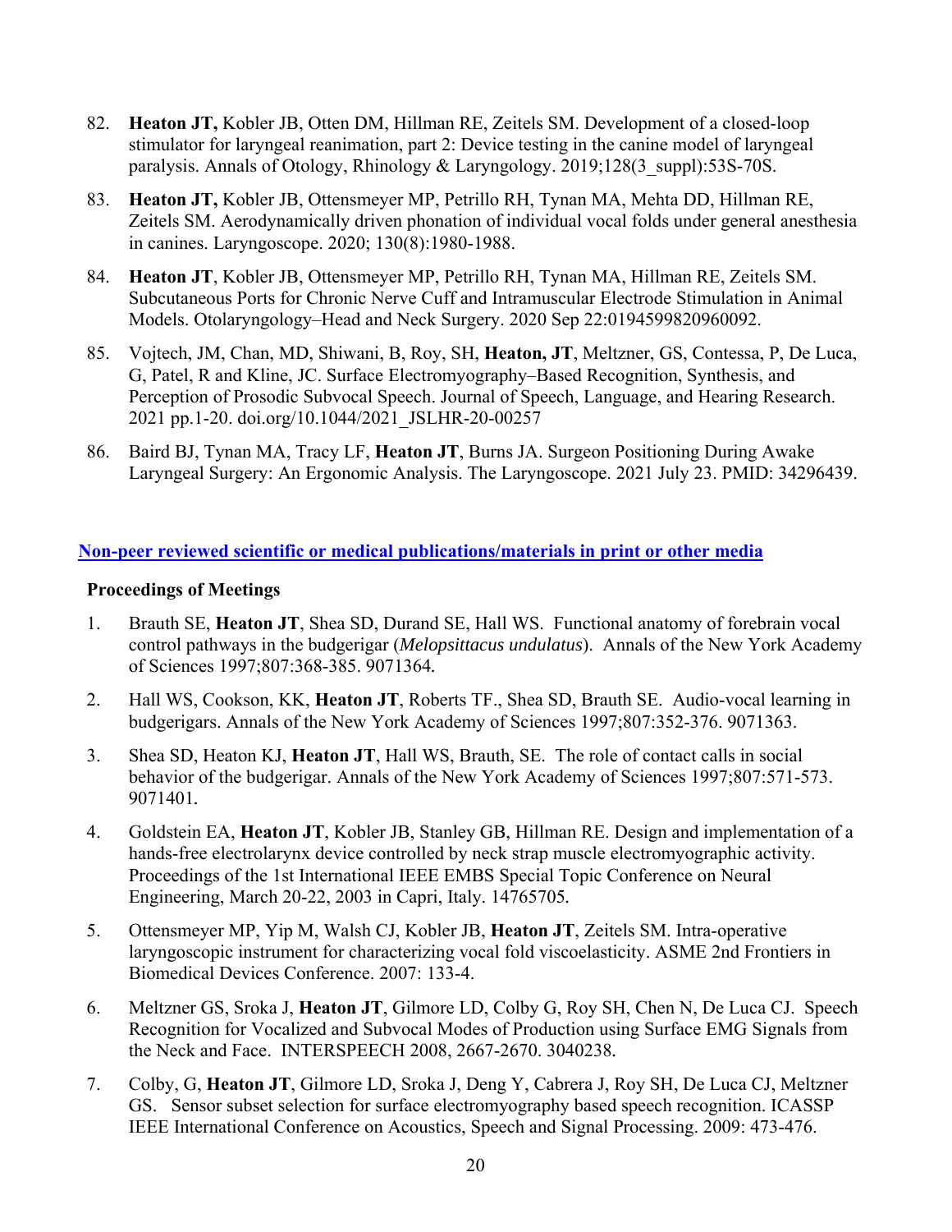82. **Heaton JT,** Kobler JB, Otten DM, Hillman RE, Zeitels SM. Development of a closed-loop stimulator for laryngeal reanimation, part 2: Device testing in the canine model of laryngeal paralysis. Annals of Otology, Rhinology & Laryngology. 2019;128(3_suppl):53S-70S.

83. **Heaton JT,** Kobler JB, Ottensmeyer MP, Petrillo RH, Tynan MA, Mehta DD, Hillman RE, Zeitels SM. Aerodynamically driven phonation of individual vocal folds under general anesthesia in canines. Laryngoscope. 2020; 130(8):1980-1988.

84. **Heaton JT**, Kobler JB, Ottensmeyer MP, Petrillo RH, Tynan MA, Hillman RE, Zeitels SM. Subcutaneous Ports for Chronic Nerve Cuff and Intramuscular Electrode Stimulation in Animal Models. Otolaryngology–Head and Neck Surgery. 2020 Sep 22:0194599820960092.

85. Vojtech, JM, Chan, MD, Shiwani, B, Roy, SH, **Heaton, JT**, Meltzner, GS, Contessa, P, De Luca, G, Patel, R and Kline, JC. Surface Electromyography–Based Recognition, Synthesis, and Perception of Prosodic Subvocal Speech. Journal of Speech, Language, and Hearing Research. 2021 pp.1-20. doi.org/10.1044/2021_JSLHR-20-00257

86. Baird BJ, Tynan MA, Tracy LF, **Heaton JT**, Burns JA. Surgeon Positioning During Awake Laryngeal Surgery: An Ergonomic Analysis. The Laryngoscope. 2021 July 23. PMID: 34296439.

## Non-peer reviewed scientific or medical publications/materials in print or other media

### Proceedings of Meetings

1. Brauth SE, **Heaton JT**, Shea SD, Durand SE, Hall WS. Functional anatomy of forebrain vocal control pathways in the budgerigar (*Melopsittacus undulatus*). Annals of the New York Academy of Sciences 1997;807:368-385. 9071364.

2. Hall WS, Cookson, KK, **Heaton JT**, Roberts TF., Shea SD, Brauth SE. Audio-vocal learning in budgerigars. Annals of the New York Academy of Sciences 1997;807:352-376. 9071363.

3. Shea SD, Heaton KJ, **Heaton JT**, Hall WS, Brauth, SE. The role of contact calls in social behavior of the budgerigar. Annals of the New York Academy of Sciences 1997;807:571-573. 9071401.

4. Goldstein EA, **Heaton JT**, Kobler JB, Stanley GB, Hillman RE. Design and implementation of a hands-free electrolarynx device controlled by neck strap muscle electromyographic activity. Proceedings of the 1st International IEEE EMBS Special Topic Conference on Neural Engineering, March 20-22, 2003 in Capri, Italy. 14765705.

5. Ottensmeyer MP, Yip M, Walsh CJ, Kobler JB, **Heaton JT**, Zeitels SM. Intra-operative laryngoscopic instrument for characterizing vocal fold viscoelasticity. ASME 2nd Frontiers in Biomedical Devices Conference. 2007: 133-4.

6. Meltzner GS, Sroka J, **Heaton JT**, Gilmore LD, Colby G, Roy SH, Chen N, De Luca CJ. Speech Recognition for Vocalized and Subvocal Modes of Production using Surface EMG Signals from the Neck and Face. INTERSPEECH 2008, 2667-2670. 3040238.

7. Colby, G, **Heaton JT**, Gilmore LD, Sroka J, Deng Y, Cabrera J, Roy SH, De Luca CJ, Meltzner GS. Sensor subset selection for surface electromyography based speech recognition. ICASSP IEEE International Conference on Acoustics, Speech and Signal Processing. 2009: 473-476.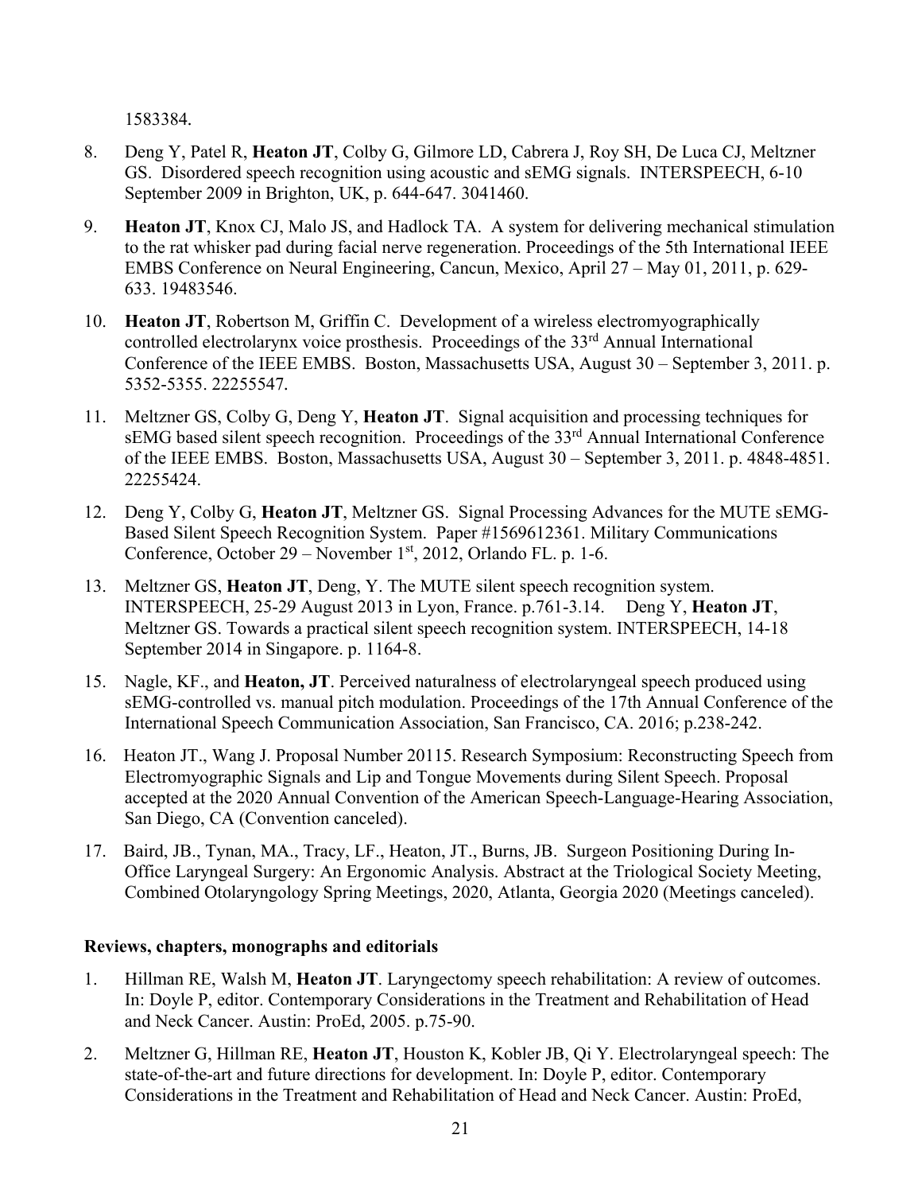1583384.

8. Deng Y, Patel R, **Heaton JT**, Colby G, Gilmore LD, Cabrera J, Roy SH, De Luca CJ, Meltzner GS. Disordered speech recognition using acoustic and sEMG signals. INTERSPEECH, 6-10 September 2009 in Brighton, UK, p. 644-647. 3041460.

9. **Heaton JT**, Knox CJ, Malo JS, and Hadlock TA. A system for delivering mechanical stimulation to the rat whisker pad during facial nerve regeneration. Proceedings of the 5th International IEEE EMBS Conference on Neural Engineering, Cancun, Mexico, April 27 – May 01, 2011, p. 629-633. 19483546.

10. **Heaton JT**, Robertson M, Griffin C. Development of a wireless electromyographically controlled electrolarynx voice prosthesis. Proceedings of the 33rd Annual International Conference of the IEEE EMBS. Boston, Massachusetts USA, August 30 – September 3, 2011. p. 5352-5355. 22255547.

11. Meltzner GS, Colby G, Deng Y, **Heaton JT**. Signal acquisition and processing techniques for sEMG based silent speech recognition. Proceedings of the 33rd Annual International Conference of the IEEE EMBS. Boston, Massachusetts USA, August 30 – September 3, 2011. p. 4848-4851. 22255424.

12. Deng Y, Colby G, **Heaton JT**, Meltzner GS. Signal Processing Advances for the MUTE sEMG-Based Silent Speech Recognition System. Paper #1569612361. Military Communications Conference, October 29 – November 1st, 2012, Orlando FL. p. 1-6.

13. Meltzner GS, **Heaton JT**, Deng, Y. The MUTE silent speech recognition system. INTERSPEECH, 25-29 August 2013 in Lyon, France. p.761-3.14. Deng Y, **Heaton JT**, Meltzner GS. Towards a practical silent speech recognition system. INTERSPEECH, 14-18 September 2014 in Singapore. p. 1164-8.

15. Nagle, KF., and **Heaton, JT**. Perceived naturalness of electrolaryngeal speech produced using sEMG-controlled vs. manual pitch modulation. Proceedings of the 17th Annual Conference of the International Speech Communication Association, San Francisco, CA. 2016; p.238-242.

16. Heaton JT., Wang J. Proposal Number 20115. Research Symposium: Reconstructing Speech from Electromyographic Signals and Lip and Tongue Movements during Silent Speech. Proposal accepted at the 2020 Annual Convention of the American Speech-Language-Hearing Association, San Diego, CA (Convention canceled).

17. Baird, JB., Tynan, MA., Tracy, LF., Heaton, JT., Burns, JB. Surgeon Positioning During In-Office Laryngeal Surgery: An Ergonomic Analysis. Abstract at the Triological Society Meeting, Combined Otolaryngology Spring Meetings, 2020, Atlanta, Georgia 2020 (Meetings canceled).

**Reviews, chapters, monographs and editorials**

1. Hillman RE, Walsh M, **Heaton JT**. Laryngectomy speech rehabilitation: A review of outcomes. In: Doyle P, editor. Contemporary Considerations in the Treatment and Rehabilitation of Head and Neck Cancer. Austin: ProEd, 2005. p.75-90.

2. Meltzner G, Hillman RE, **Heaton JT**, Houston K, Kobler JB, Qi Y. Electrolaryngeal speech: The state-of-the-art and future directions for development. In: Doyle P, editor. Contemporary Considerations in the Treatment and Rehabilitation of Head and Neck Cancer. Austin: ProEd,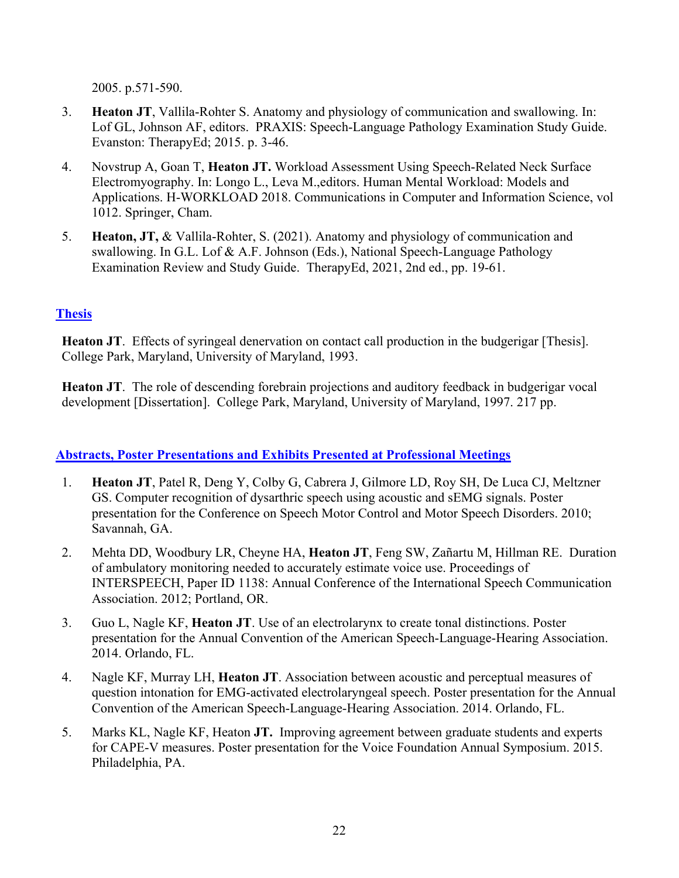2005. p.571-590.

3. **Heaton JT**, Vallila-Rohter S. Anatomy and physiology of communication and swallowing. In: Lof GL, Johnson AF, editors. PRAXIS: Speech-Language Pathology Examination Study Guide. Evanston: TherapyEd; 2015. p. 3-46.

4. Novstrup A, Goan T, **Heaton JT.** Workload Assessment Using Speech-Related Neck Surface Electromyography. In: Longo L., Leva M.,editors. Human Mental Workload: Models and Applications. H-WORKLOAD 2018. Communications in Computer and Information Science, vol 1012. Springer, Cham.

5. **Heaton, JT,** & Vallila-Rohter, S. (2021). Anatomy and physiology of communication and swallowing. In G.L. Lof & A.F. Johnson (Eds.), National Speech-Language Pathology Examination Review and Study Guide. TherapyEd, 2021, 2nd ed., pp. 19-61.

## Thesis

**Heaton JT**. Effects of syringeal denervation on contact call production in the budgerigar [Thesis]. College Park, Maryland, University of Maryland, 1993.

**Heaton JT**. The role of descending forebrain projections and auditory feedback in budgerigar vocal development [Dissertation]. College Park, Maryland, University of Maryland, 1997. 217 pp.

## Abstracts, Poster Presentations and Exhibits Presented at Professional Meetings

1. **Heaton JT**, Patel R, Deng Y, Colby G, Cabrera J, Gilmore LD, Roy SH, De Luca CJ, Meltzner GS. Computer recognition of dysarthric speech using acoustic and sEMG signals. Poster presentation for the Conference on Speech Motor Control and Motor Speech Disorders. 2010; Savannah, GA.

2. Mehta DD, Woodbury LR, Cheyne HA, **Heaton JT**, Feng SW, Zañartu M, Hillman RE. Duration of ambulatory monitoring needed to accurately estimate voice use. Proceedings of INTERSPEECH, Paper ID 1138: Annual Conference of the International Speech Communication Association. 2012; Portland, OR.

3. Guo L, Nagle KF, **Heaton JT**. Use of an electrolarynx to create tonal distinctions. Poster presentation for the Annual Convention of the American Speech-Language-Hearing Association. 2014. Orlando, FL.

4. Nagle KF, Murray LH, **Heaton JT**. Association between acoustic and perceptual measures of question intonation for EMG-activated electrolaryngeal speech. Poster presentation for the Annual Convention of the American Speech-Language-Hearing Association. 2014. Orlando, FL.

5. Marks KL, Nagle KF, Heaton **JT.** Improving agreement between graduate students and experts for CAPE-V measures. Poster presentation for the Voice Foundation Annual Symposium. 2015. Philadelphia, PA.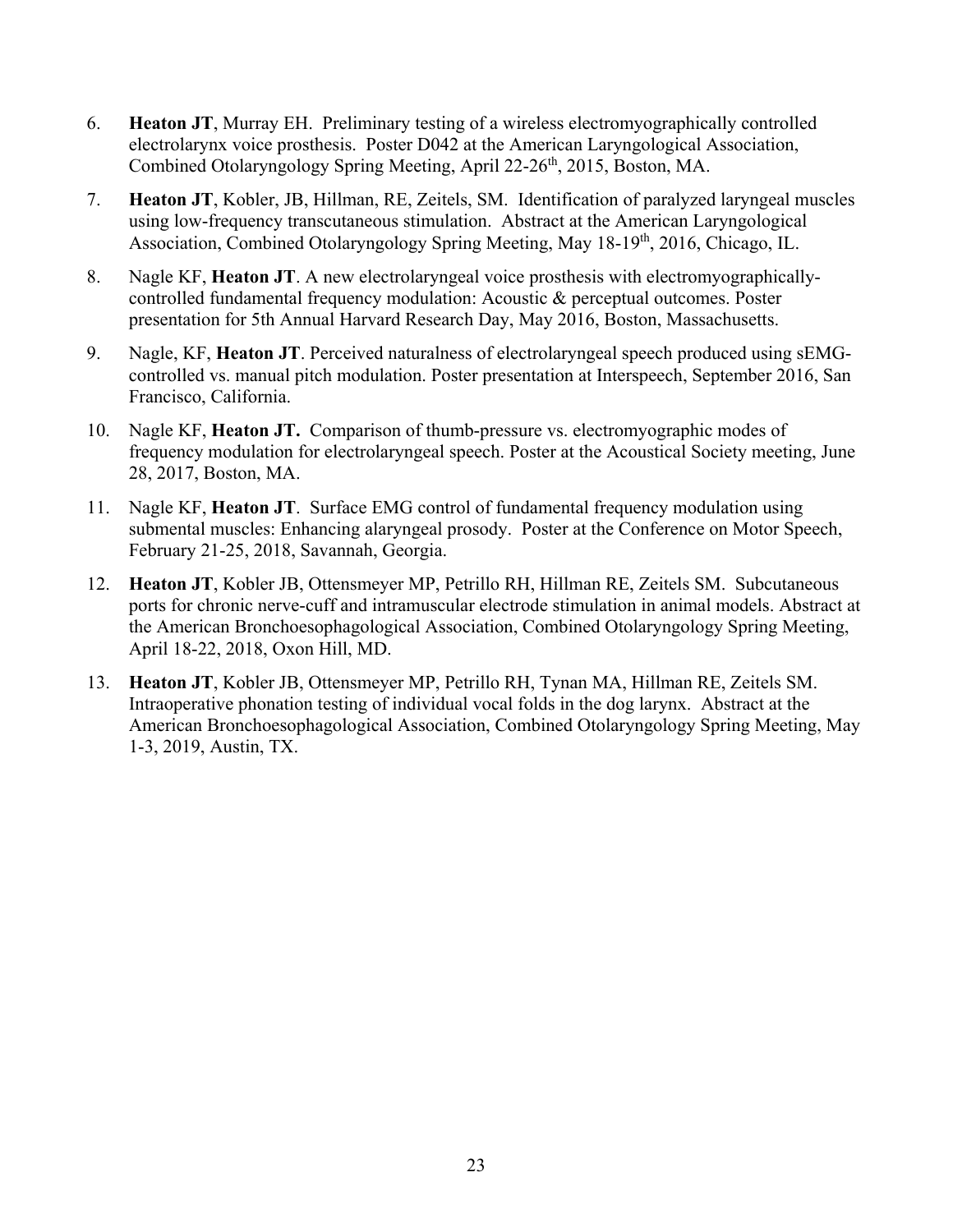6. **Heaton JT**, Murray EH. Preliminary testing of a wireless electromyographically controlled electrolarynx voice prosthesis. Poster D042 at the American Laryngological Association, Combined Otolaryngology Spring Meeting, April 22-26th, 2015, Boston, MA.

7. **Heaton JT**, Kobler, JB, Hillman, RE, Zeitels, SM. Identification of paralyzed laryngeal muscles using low-frequency transcutaneous stimulation. Abstract at the American Laryngological Association, Combined Otolaryngology Spring Meeting, May 18-19th, 2016, Chicago, IL.

8. Nagle KF, **Heaton JT**. A new electrolaryngeal voice prosthesis with electromyographically-controlled fundamental frequency modulation: Acoustic & perceptual outcomes. Poster presentation for 5th Annual Harvard Research Day, May 2016, Boston, Massachusetts.

9. Nagle, KF, **Heaton JT**. Perceived naturalness of electrolaryngeal speech produced using sEMG-controlled vs. manual pitch modulation. Poster presentation at Interspeech, September 2016, San Francisco, California.

10. Nagle KF, **Heaton JT.** Comparison of thumb-pressure vs. electromyographic modes of frequency modulation for electrolaryngeal speech. Poster at the Acoustical Society meeting, June 28, 2017, Boston, MA.

11. Nagle KF, **Heaton JT**. Surface EMG control of fundamental frequency modulation using submental muscles: Enhancing alaryngeal prosody. Poster at the Conference on Motor Speech, February 21-25, 2018, Savannah, Georgia.

12. **Heaton JT**, Kobler JB, Ottensmeyer MP, Petrillo RH, Hillman RE, Zeitels SM. Subcutaneous ports for chronic nerve-cuff and intramuscular electrode stimulation in animal models. Abstract at the American Bronchoesophagological Association, Combined Otolaryngology Spring Meeting, April 18-22, 2018, Oxon Hill, MD.

13. **Heaton JT**, Kobler JB, Ottensmeyer MP, Petrillo RH, Tynan MA, Hillman RE, Zeitels SM. Intraoperative phonation testing of individual vocal folds in the dog larynx. Abstract at the American Bronchoesophagological Association, Combined Otolaryngology Spring Meeting, May 1-3, 2019, Austin, TX.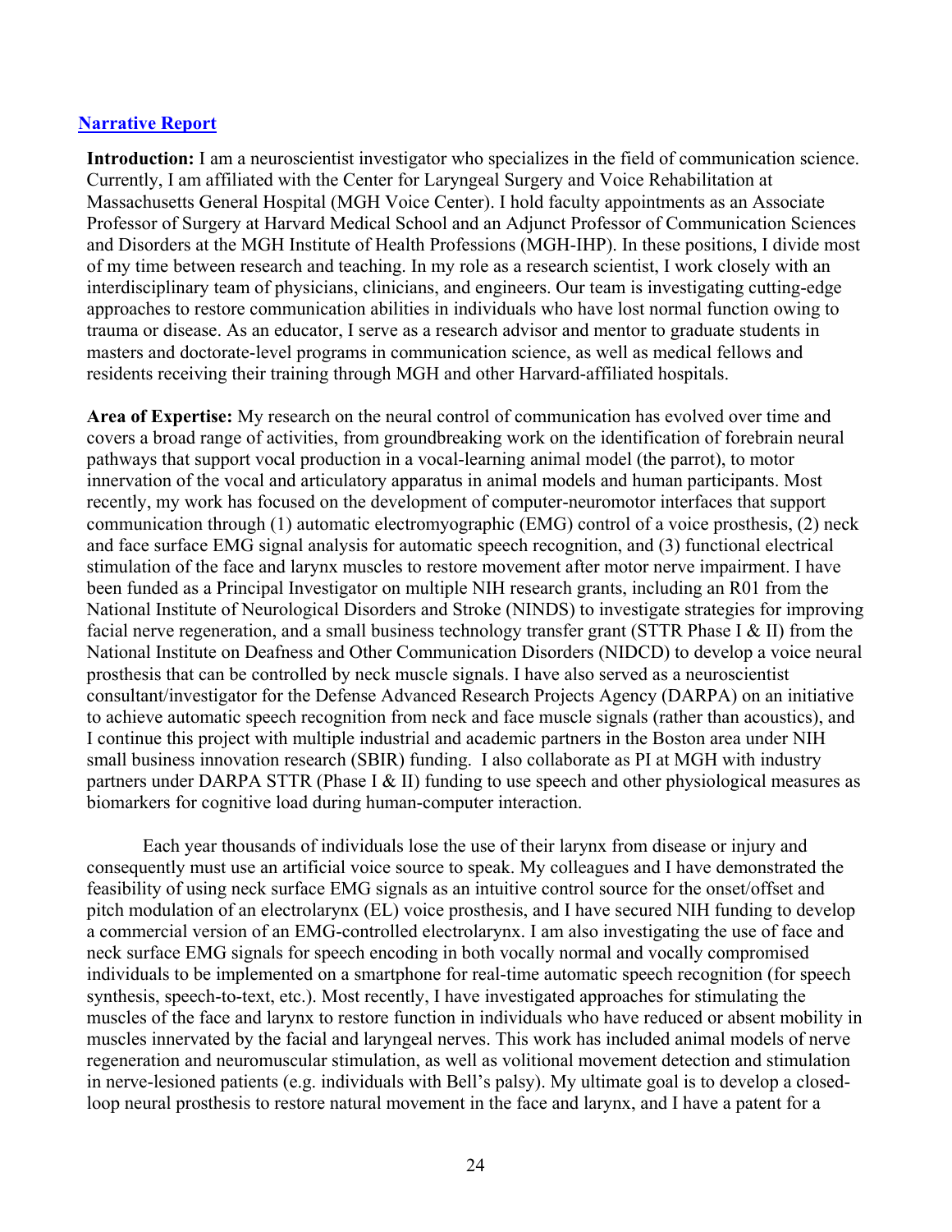## Narrative Report

**Introduction:** I am a neuroscientist investigator who specializes in the field of communication science. Currently, I am affiliated with the Center for Laryngeal Surgery and Voice Rehabilitation at Massachusetts General Hospital (MGH Voice Center). I hold faculty appointments as an Associate Professor of Surgery at Harvard Medical School and an Adjunct Professor of Communication Sciences and Disorders at the MGH Institute of Health Professions (MGH-IHP). In these positions, I divide most of my time between research and teaching. In my role as a research scientist, I work closely with an interdisciplinary team of physicians, clinicians, and engineers. Our team is investigating cutting-edge approaches to restore communication abilities in individuals who have lost normal function owing to trauma or disease. As an educator, I serve as a research advisor and mentor to graduate students in masters and doctorate-level programs in communication science, as well as medical fellows and residents receiving their training through MGH and other Harvard-affiliated hospitals.

**Area of Expertise:** My research on the neural control of communication has evolved over time and covers a broad range of activities, from groundbreaking work on the identification of forebrain neural pathways that support vocal production in a vocal-learning animal model (the parrot), to motor innervation of the vocal and articulatory apparatus in animal models and human participants. Most recently, my work has focused on the development of computer-neuromotor interfaces that support communication through (1) automatic electromyographic (EMG) control of a voice prosthesis, (2) neck and face surface EMG signal analysis for automatic speech recognition, and (3) functional electrical stimulation of the face and larynx muscles to restore movement after motor nerve impairment. I have been funded as a Principal Investigator on multiple NIH research grants, including an R01 from the National Institute of Neurological Disorders and Stroke (NINDS) to investigate strategies for improving facial nerve regeneration, and a small business technology transfer grant (STTR Phase I & II) from the National Institute on Deafness and Other Communication Disorders (NIDCD) to develop a voice neural prosthesis that can be controlled by neck muscle signals. I have also served as a neuroscientist consultant/investigator for the Defense Advanced Research Projects Agency (DARPA) on an initiative to achieve automatic speech recognition from neck and face muscle signals (rather than acoustics), and I continue this project with multiple industrial and academic partners in the Boston area under NIH small business innovation research (SBIR) funding. I also collaborate as PI at MGH with industry partners under DARPA STTR (Phase I & II) funding to use speech and other physiological measures as biomarkers for cognitive load during human-computer interaction.

Each year thousands of individuals lose the use of their larynx from disease or injury and consequently must use an artificial voice source to speak. My colleagues and I have demonstrated the feasibility of using neck surface EMG signals as an intuitive control source for the onset/offset and pitch modulation of an electrolarynx (EL) voice prosthesis, and I have secured NIH funding to develop a commercial version of an EMG-controlled electrolarynx. I am also investigating the use of face and neck surface EMG signals for speech encoding in both vocally normal and vocally compromised individuals to be implemented on a smartphone for real-time automatic speech recognition (for speech synthesis, speech-to-text, etc.). Most recently, I have investigated approaches for stimulating the muscles of the face and larynx to restore function in individuals who have reduced or absent mobility in muscles innervated by the facial and laryngeal nerves. This work has included animal models of nerve regeneration and neuromuscular stimulation, as well as volitional movement detection and stimulation in nerve-lesioned patients (e.g. individuals with Bell's palsy). My ultimate goal is to develop a closed-loop neural prosthesis to restore natural movement in the face and larynx, and I have a patent for a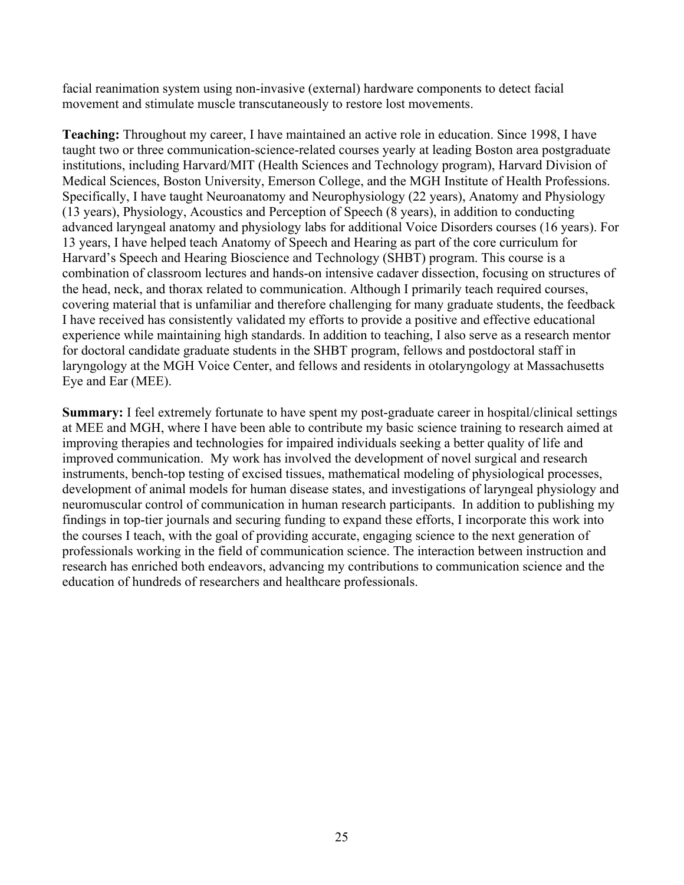facial reanimation system using non-invasive (external) hardware components to detect facial movement and stimulate muscle transcutaneously to restore lost movements.

**Teaching:** Throughout my career, I have maintained an active role in education. Since 1998, I have taught two or three communication-science-related courses yearly at leading Boston area postgraduate institutions, including Harvard/MIT (Health Sciences and Technology program), Harvard Division of Medical Sciences, Boston University, Emerson College, and the MGH Institute of Health Professions. Specifically, I have taught Neuroanatomy and Neurophysiology (22 years), Anatomy and Physiology (13 years), Physiology, Acoustics and Perception of Speech (8 years), in addition to conducting advanced laryngeal anatomy and physiology labs for additional Voice Disorders courses (16 years). For 13 years, I have helped teach Anatomy of Speech and Hearing as part of the core curriculum for Harvard's Speech and Hearing Bioscience and Technology (SHBT) program. This course is a combination of classroom lectures and hands-on intensive cadaver dissection, focusing on structures of the head, neck, and thorax related to communication. Although I primarily teach required courses, covering material that is unfamiliar and therefore challenging for many graduate students, the feedback I have received has consistently validated my efforts to provide a positive and effective educational experience while maintaining high standards. In addition to teaching, I also serve as a research mentor for doctoral candidate graduate students in the SHBT program, fellows and postdoctoral staff in laryngology at the MGH Voice Center, and fellows and residents in otolaryngology at Massachusetts Eye and Ear (MEE).

**Summary:** I feel extremely fortunate to have spent my post-graduate career in hospital/clinical settings at MEE and MGH, where I have been able to contribute my basic science training to research aimed at improving therapies and technologies for impaired individuals seeking a better quality of life and improved communication. My work has involved the development of novel surgical and research instruments, bench-top testing of excised tissues, mathematical modeling of physiological processes, development of animal models for human disease states, and investigations of laryngeal physiology and neuromuscular control of communication in human research participants. In addition to publishing my findings in top-tier journals and securing funding to expand these efforts, I incorporate this work into the courses I teach, with the goal of providing accurate, engaging science to the next generation of professionals working in the field of communication science. The interaction between instruction and research has enriched both endeavors, advancing my contributions to communication science and the education of hundreds of researchers and healthcare professionals.